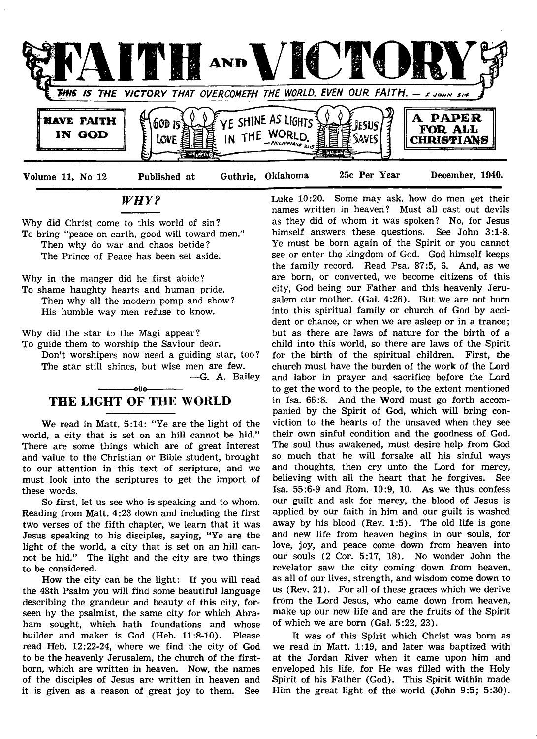# FAITH AND VICTORY

THIS IS THE VICTORY THAT OVERCOMETH THE WORLD, EVEN OUR FAITH. — I JOHN 5:4

HAVE FAITH IN GOD | GOD IS LOVE | YE SHINE AS LIGHTS IN THE WORLD. —PHILIPPIANS 2:15 | JESUS SAVES | A PAPER FOR ALL CHRISTIANS

Volume 11, No 12 Published at Guthrie, Oklahoma 25c Per Year December, 1940.

## *WHY?*

Why did Christ come to this world of sin?
To bring "peace on earth, good will toward men."
Then why do war and chaos betide?
The Prince of Peace has been set aside.

Why in the manger did he first abide?
To shame haughty hearts and human pride.
Then why all the modern pomp and show?
His humble way men refuse to know.

Why did the star to the Magi appear?
To guide them to worship the Saviour dear.
Don't worshipers now need a guiding star, too?
The star still shines, but wise men are few.

—G. A. Bailey

## THE LIGHT OF THE WORLD

We read in Matt. 5:14: "Ye are the light of the world, a city that is set on an hill cannot be hid." There are some things which are of great interest and value to the Christian or Bible student, brought to our attention in this text of scripture, and we must look into the scriptures to get the import of these words.

So first, let us see who is speaking and to whom. Reading from Matt. 4:23 down and including the first two verses of the fifth chapter, we learn that it was Jesus speaking to his disciples, saying, "Ye are the light of the world, a city that is set on an hill cannot be hid." The light and the city are two things to be considered.

How the city can be the light: If you will read the 48th Psalm you will find some beautiful language describing the grandeur and beauty of this city, forseen by the psalmist, the same city for which Abraham sought, which hath foundations and whose builder and maker is God (Heb. 11:8-10). Please read Heb. 12:22-24, where we find the city of God to be the heavenly Jerusalem, the church of the firstborn, which are written in heaven. Now, the names of the disciples of Jesus are written in heaven and it is given as a reason of great joy to them. See Luke 10:20. Some may ask, how do men get their names written in heaven? Must all cast out devils as they did of whom it was spoken? No, for Jesus himself answers these questions. See John 3:1-8. Ye must be born again of the Spirit or you cannot see or enter the kingdom of God. God himself keeps the family record. Read Psa. 87:5, 6. And, as we are born, or converted, we become citizens of this city, God being our Father and this heavenly Jerusalem our mother. (Gal. 4:26). But we are not born into this spiritual family or church of God by accident or chance, or when we are asleep or in a trance; but as there are laws of nature for the birth of a child into this world, so there are laws of the Spirit for the birth of the spiritual children. First, the church must have the burden of the work of the Lord and labor in prayer and sacrifice before the Lord to get the word to the people, to the extent mentioned in Isa. 66:8. And the Word must go forth accompanied by the Spirit of God, which will bring conviction to the hearts of the unsaved when they see their own sinful condition and the goodness of God. The soul thus awakened, must desire help from God so much that he will forsake all his sinful ways and thoughts, then cry unto the Lord for mercy, believing with all the heart that he forgives. See Isa. 55:6-9 and Rom. 10:9, 10. As we thus confess our guilt and ask for mercy, the blood of Jesus is applied by our faith in him and our guilt is washed away by his blood (Rev. 1:5). The old life is gone and new life from heaven begins in our souls, for love, joy, and peace come down from heaven into our souls (2 Cor. 5:17, 18). No wonder John the revelator saw the city coming down from heaven, as all of our lives, strength, and wisdom come down to us (Rev. 21). For all of these graces which we derive from the Lord Jesus, who came down from heaven, make up our new life and are the fruits of the Spirit of which we are born (Gal. 5:22, 23).

It was of this Spirit which Christ was born as we read in Matt. 1:19, and later was baptized with at the Jordan River when it came upon him and enveloped his life, for He was filled with the Holy Spirit of his Father (God). This Spirit within made Him the great light of the world (John 9:5; 5:30).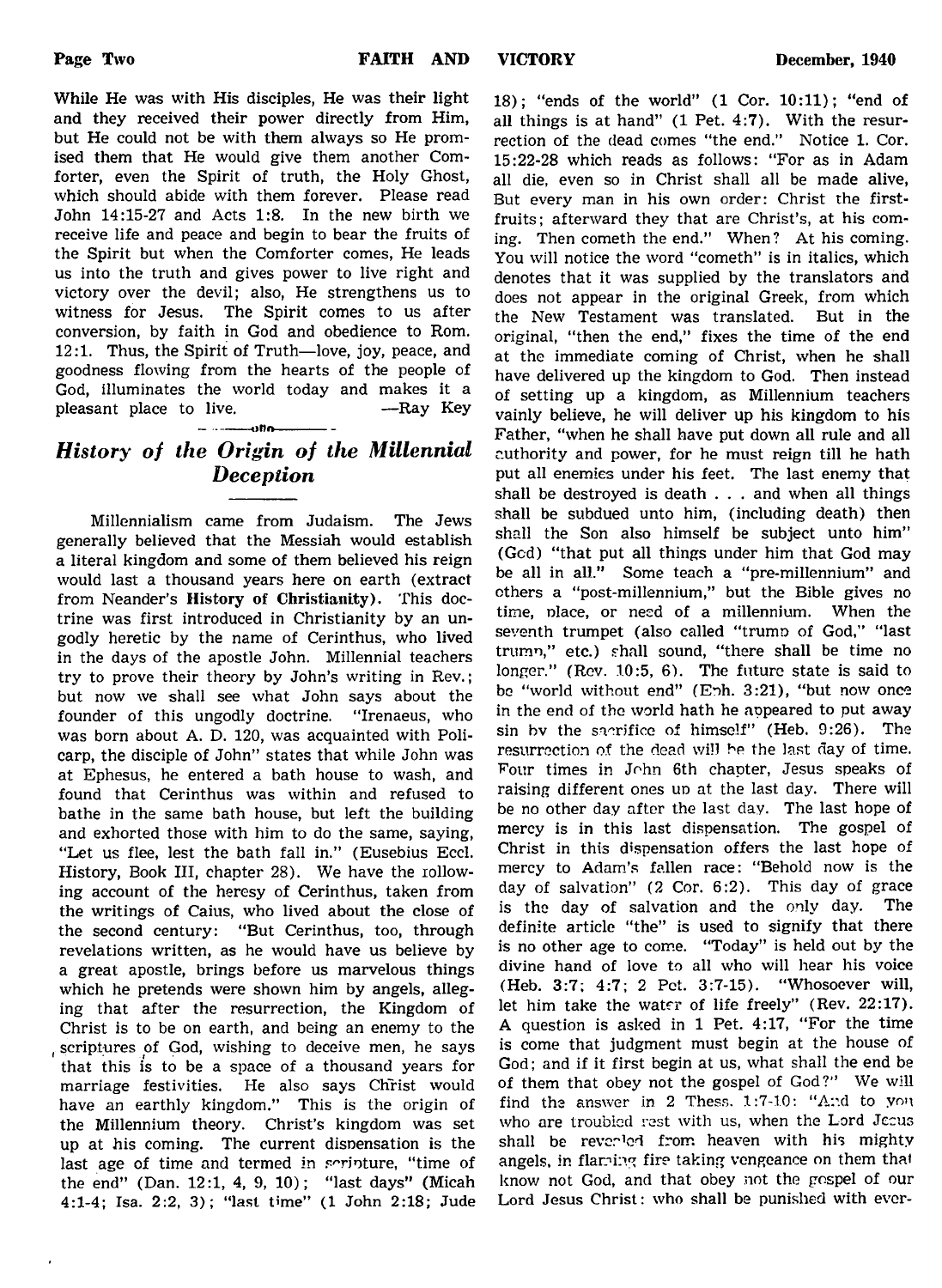While He was with His disciples, He was their light and they received their power directly from Him, but He could not be with them always so He promised them that He would give them another Comforter, even the Spirit of truth, the Holy Ghost, which should abide with them forever. Please read John 14:15-27 and Acts 1:8. In the new birth we receive life and peace and begin to bear the fruits of the Spirit but when the Comforter comes, He leads us into the truth and gives power to live right and victory over the devil; also, He strengthens us to witness for Jesus. The Spirit comes to us after conversion, by faith in God and obedience to Rom. 12:1. Thus, the Spirit of Truth—love, joy, peace, and goodness flowing from the hearts of the people of God, illuminates the world today and makes it a pleasant place to live. —Ray Key

## *History of the Origin of the Millennial Deception*

Millennialism came from Judaism. The Jews generally believed that the Messiah would establish a literal kingdom and some of them believed his reign would last a thousand years here on earth (extract from Neander's **History of Christianity**). This doctrine was first introduced in Christianity by an ungodly heretic by the name of Cerinthus, who lived in the days of the apostle John. Millennial teachers try to prove their theory by John's writing in Rev.; but now we shall see what John says about the founder of this ungodly doctrine. "Irenaeus, who was born about A. D. 120, was acquainted with Policarp, the disciple of John" states that while John was at Ephesus, he entered a bath house to wash, and found that Cerinthus was within and refused to bathe in the same bath house, but left the building and exhorted those with him to do the same, saying, "Let us flee, lest the bath fall in." (Eusebius Eccl. History, Book III, chapter 28). We have the following account of the heresy of Cerinthus, taken from the writings of Caius, who lived about the close of the second century: "But Cerinthus, too, through revelations written, as he would have us believe by a great apostle, brings before us marvelous things which he pretends were shown him by angels, alleging that after the resurrection, the Kingdom of Christ is to be on earth, and being an enemy to the scriptures of God, wishing to deceive men, he says that this is to be a space of a thousand years for marriage festivities. He also says Christ would have an earthly kingdom." This is the origin of the Millennium theory. Christ's kingdom was set up at his coming. The current dispensation is the last age of time and termed in scripture, "time of the end" (Dan. 12:1, 4, 9, 10); "last days" (Micah 4:1-4; Isa. 2:2, 3); "last time" (1 John 2:18; Jude 18); "ends of the world" (1 Cor. 10:11); "end of all things is at hand" (1 Pet. 4:7). With the resurrection of the dead comes "the end." Notice 1. Cor. 15:22-28 which reads as follows: "For as in Adam all die, even so in Christ shall all be made alive, But every man in his own order: Christ the firstfruits; afterward they that are Christ's, at his coming. Then cometh the end." When? At his coming. You will notice the word "cometh" is in italics, which denotes that it was supplied by the translators and does not appear in the original Greek, from which the New Testament was translated. But in the original, "then the end," fixes the time of the end at the immediate coming of Christ, when he shall have delivered up the kingdom to God. Then instead of setting up a kingdom, as Millennium teachers vainly believe, he will deliver up his kingdom to his Father, "when he shall have put down all rule and all authority and power, for he must reign till he hath put all enemies under his feet. The last enemy that shall be destroyed is death . . . and when all things shall be subdued unto him, (including death) then shall the Son also himself be subject unto him" (God) "that put all things under him that God may be all in all." Some teach a "pre-millennium" and others a "post-millennium," but the Bible gives no time, place, or need of a millennium. When the seventh trumpet (also called "trump of God," "last trump," etc.) shall sound, "there shall be time no longer." (Rev. 10:5, 6). The future state is said to be "world without end" (Eph. 3:21), "but now once in the end of the world hath he appeared to put away sin by the sacrifice of himself" (Heb. 9:26). The resurrection of the dead will be the last day of time. Four times in John 6th chapter, Jesus speaks of raising different ones up at the last day. There will be no other day after the last day. The last hope of mercy is in this last dispensation. The gospel of Christ in this dispensation offers the last hope of mercy to Adam's fallen race: "Behold now is the day of salvation" (2 Cor. 6:2). This day of grace is the day of salvation and the only day. The definite article "the" is used to signify that there is no other age to come. "Today" is held out by the divine hand of love to all who will hear his voice (Heb. 3:7; 4:7; 2 Pet. 3:7-15). "Whosoever will, let him take the water of life freely" (Rev. 22:17). A question is asked in 1 Pet. 4:17, "For the time is come that judgment must begin at the house of God; and if it first begin at us, what shall the end be of them that obey not the gospel of God?" We will find the answer in 2 Thess. 1:7-10: "And to you who are troubled rest with us, when the Lord Jesus shall be revealed from heaven with his mighty angels, in flaming fire taking vengeance on them that know not God, and that obey not the gospel of our Lord Jesus Christ: who shall be punished with ever-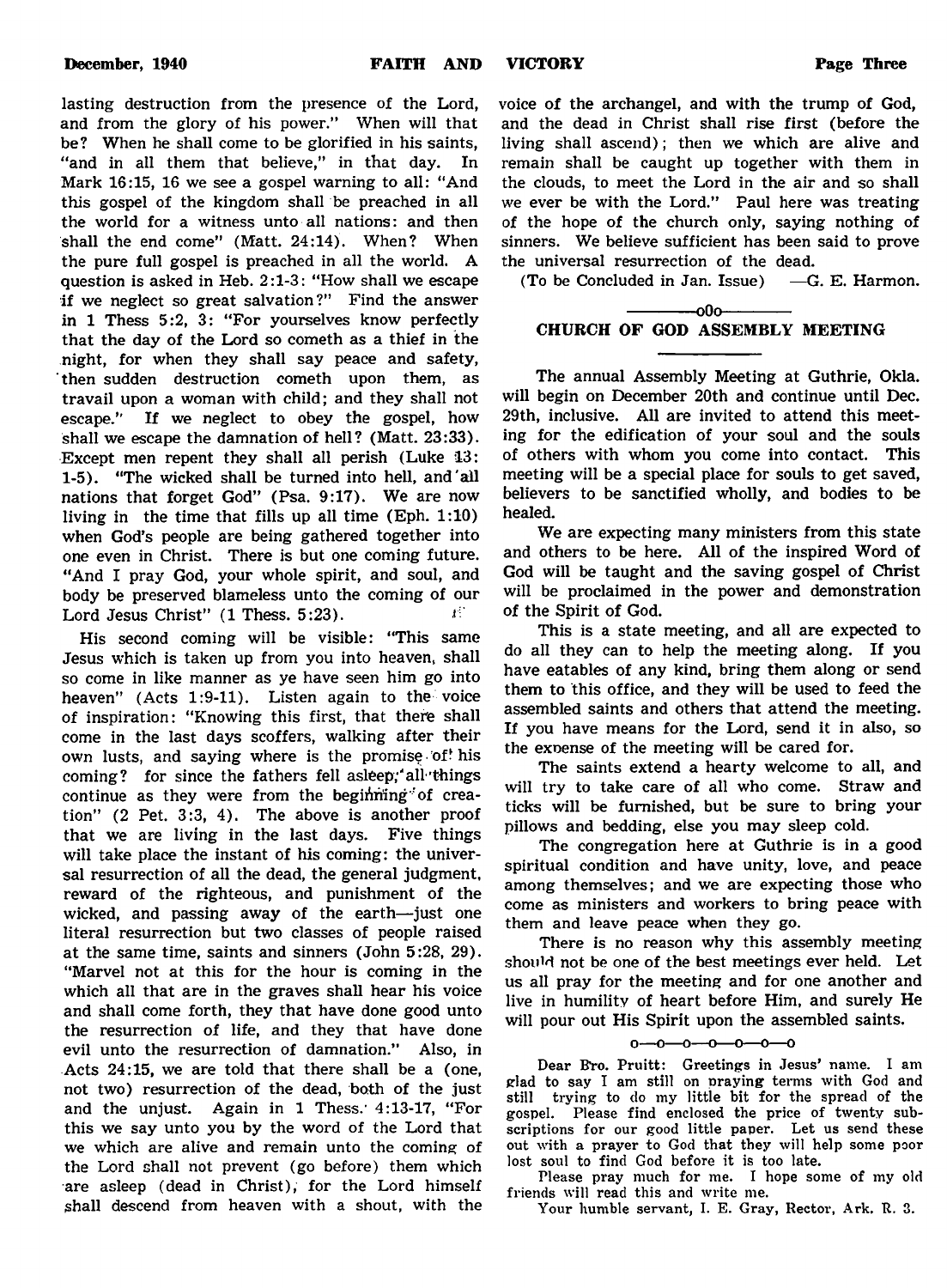lasting destruction from the presence of the Lord, and from the glory of his power." When will that be? When he shall come to be glorified in his saints, "and in all them that believe," in that day. In Mark 16:15, 16 we see a gospel warning to all: "And this gospel of the kingdom shall be preached in all the world for a witness unto all nations: and then shall the end come" (Matt. 24:14). When? When the pure full gospel is preached in all the world. A question is asked in Heb. 2:1-3: "How shall we escape if we neglect so great salvation?" Find the answer in 1 Thess 5:2, 3: "For yourselves know perfectly that the day of the Lord so cometh as a thief in the night, for when they shall say peace and safety, then sudden destruction cometh upon them, as travail upon a woman with child; and they shall not escape." If we neglect to obey the gospel, how shall we escape the damnation of hell? (Matt. 23:33). Except men repent they shall all perish (Luke 13: 1-5). "The wicked shall be turned into hell, and all nations that forget God" (Psa. 9:17). We are now living in the time that fills up all time (Eph. 1:10) when God's people are being gathered together into one even in Christ. There is but one coming future. "And I pray God, your whole spirit, and soul, and body be preserved blameless unto the coming of our Lord Jesus Christ" (1 Thess. 5:23).

His second coming will be visible: "This same Jesus which is taken up from you into heaven, shall so come in like manner as ye have seen him go into heaven" (Acts 1:9-11). Listen again to the voice of inspiration: "Knowing this first, that there shall come in the last days scoffers, walking after their own lusts, and saying where is the promise of his coming? for since the fathers fell asleep, all things continue as they were from the beginning of creation" (2 Pet. 3:3, 4). The above is another proof that we are living in the last days. Five things will take place the instant of his coming: the universal resurrection of all the dead, the general judgment, reward of the righteous, and punishment of the wicked, and passing away of the earth—just one literal resurrection but two classes of people raised at the same time, saints and sinners (John 5:28, 29). "Marvel not at this for the hour is coming in the which all that are in the graves shall hear his voice and shall come forth, they that have done good unto the resurrection of life, and they that have done evil unto the resurrection of damnation." Also, in Acts 24:15, we are told that there shall be a (one, not two) resurrection of the dead, both of the just and the unjust. Again in 1 Thess. 4:13-17, "For this we say unto you by the word of the Lord that we which are alive and remain unto the coming of the Lord shall not prevent (go before) them which are asleep (dead in Christ), for the Lord himself shall descend from heaven with a shout, with the voice of the archangel, and with the trump of God, and the dead in Christ shall rise first (before the living shall ascend); then we which are alive and remain shall be caught up together with them in the clouds, to meet the Lord in the air and so shall we ever be with the Lord." Paul here was treating of the hope of the church only, saying nothing of sinners. We believe sufficient has been said to prove the universal resurrection of the dead.

(To be Concluded in Jan. Issue) —G. E. Harmon.

---

## CHURCH OF GOD ASSEMBLY MEETING

The annual Assembly Meeting at Guthrie, Okla. will begin on December 20th and continue until Dec. 29th, inclusive. All are invited to attend this meeting for the edification of your soul and the souls of others with whom you come into contact. This meeting will be a special place for souls to get saved, believers to be sanctified wholly, and bodies to be healed.

We are expecting many ministers from this state and others to be here. All of the inspired Word of God will be taught and the saving gospel of Christ will be proclaimed in the power and demonstration of the Spirit of God.

This is a state meeting, and all are expected to do all they can to help the meeting along. If you have eatables of any kind, bring them along or send them to this office, and they will be used to feed the assembled saints and others that attend the meeting. If you have means for the Lord, send it in also, so the expense of the meeting will be cared for.

The saints extend a hearty welcome to all, and will try to take care of all who come. Straw and ticks will be furnished, but be sure to bring your pillows and bedding, else you may sleep cold.

The congregation here at Guthrie is in a good spiritual condition and have unity, love, and peace among themselves; and we are expecting those who come as ministers and workers to bring peace with them and leave peace when they go.

There is no reason why this assembly meeting should not be one of the best meetings ever held. Let us all pray for the meeting and for one another and live in humility of heart before Him, and surely He will pour out His Spirit upon the assembled saints.

o—o—o—o—o—o—o

Dear Bro. Pruitt: Greetings in Jesus' name. I am glad to say I am still on praying terms with God and still trying to do my little bit for the spread of the gospel. Please find enclosed the price of twenty subscriptions for our good little paper. Let us send these out with a prayer to God that they will help some poor lost soul to find God before it is too late.

Please pray much for me. I hope some of my old friends will read this and write me.

Your humble servant, I. E. Gray, Rector, Ark. R. 3.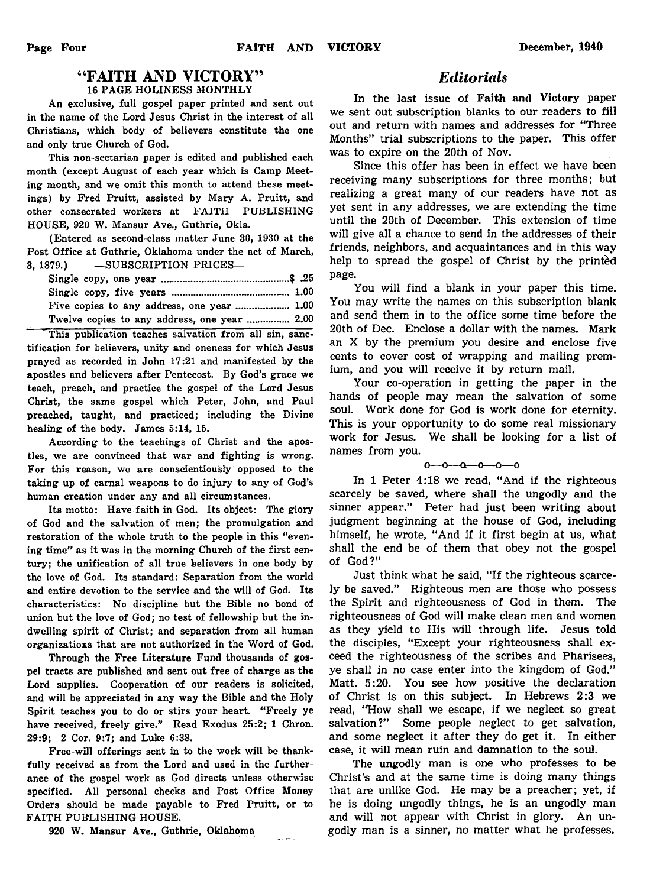## "FAITH AND VICTORY"

### 16 PAGE HOLINESS MONTHLY

An exclusive, full gospel paper printed and sent out in the name of the Lord Jesus Christ in the interest of all Christians, which body of believers constitute the one and only true Church of God.

This non-sectarian paper is edited and published each month (except August of each year which is Camp Meeting month, and we omit this month to attend these meetings) by Fred Pruitt, assisted by Mary A. Pruitt, and other consecrated workers at FAITH PUBLISHING HOUSE, 920 W. Mansur Ave., Guthrie, Okla.

(Entered as second-class matter June 30, 1930 at the Post Office at Guthrie, Oklahoma under the act of March, 3, 1879.) —SUBSCRIPTION PRICES—

| | |
|---|---|
| Single copy, one year | $ .25 |
| Single copy, five years | 1.00 |
| Five copies to any address, one year | 1.00 |
| Twelve copies to any address, one year | 2.00 |

This publication teaches salvation from all sin, sanctification for believers, unity and oneness for which Jesus prayed as recorded in John 17:21 and manifested by the apostles and believers after Pentecost. By God's grace we teach, preach, and practice the gospel of the Lord Jesus Christ, the same gospel which Peter, John, and Paul preached, taught, and practiced; including the Divine healing of the body. James 5:14, 15.

According to the teachings of Christ and the apostles, we are convinced that war and fighting is wrong. For this reason, we are conscientiously opposed to the taking up of carnal weapons to do injury to any of God's human creation under any and all circumstances.

Its motto: Have faith in God. Its object: The glory of God and the salvation of men; the promulgation and restoration of the whole truth to the people in this "evening time" as it was in the morning Church of the first century; the unification of all true believers in one body by the love of God. Its standard: Separation from the world and entire devotion to the service and the will of God. Its characteristics: No discipline but the Bible no bond of union but the love of God; no test of fellowship but the indwelling spirit of Christ; and separation from all human organizations that are not authorized in the Word of God.

Through the Free Literature Fund thousands of gospel tracts are published and sent out free of charge as the Lord supplies. Cooperation of our readers is solicited, and will be appreciated in any way the Bible and the Holy Spirit teaches you to do or stirs your heart. "Freely ye have received, freely give." Read Exodus 25:2; 1 Chron. 29:9; 2 Cor. 9:7; and Luke 6:38.

Free-will offerings sent in to the work will be thankfully received as from the Lord and used in the furtherance of the gospel work as God directs unless otherwise specified. All personal checks and Post Office Money Orders should be made payable to Fred Pruitt, or to FAITH PUBLISHING HOUSE.

920 W. Mansur Ave., Guthrie, Oklahoma

## *Editorials*

In the last issue of **Faith and Victory** paper we sent out subscription blanks to our readers to fill out and return with names and addresses for "Three Months" trial subscriptions to the paper. This offer was to expire on the 20th of Nov.

Since this offer has been in effect we have been receiving many subscriptions for three months; but realizing a great many of our readers have not as yet sent in any addresses, we are extending the time until the 20th of December. This extension of time will give all a chance to send in the addresses of their friends, neighbors, and acquaintances and in this way help to spread the gospel of Christ by the printed page.

You will find a blank in your paper this time. You may write the names on this subscription blank and send them in to the office some time before the 20th of Dec. Enclose a dollar with the names. Mark an X by the premium you desire and enclose five cents to cover cost of wrapping and mailing premium, and you will receive it by return mail.

Your co-operation in getting the paper in the hands of people may mean the salvation of some soul. Work done for God is work done for eternity. This is your opportunity to do some real missionary work for Jesus. We shall be looking for a list of names from you.

o—o—o—o—o—o

In 1 Peter 4:18 we read, "And if the righteous scarcely be saved, where shall the ungodly and the sinner appear." Peter had just been writing about judgment beginning at the house of God, including himself, he wrote, "And if it first begin at us, what shall the end be of them that obey not the gospel of God?"

Just think what he said, "If the righteous scarcely be saved." Righteous men are those who possess the Spirit and righteousness of God in them. The righteousness of God will make clean men and women as they yield to His will through life. Jesus told the disciples, "Except your righteousness shall exceed the righteousness of the scribes and Pharisees, ye shall in no case enter into the kingdom of God." Matt. 5:20. You see how positive the declaration of Christ is on this subject. In Hebrews 2:3 we read, "How shall we escape, if we neglect so great salvation?" Some people neglect to get salvation, and some neglect it after they do get it. In either case, it will mean ruin and damnation to the soul.

The ungodly man is one who professes to be Christ's and at the same time is doing many things that are unlike God. He may be a preacher; yet, if he is doing ungodly things, he is an ungodly man and will not appear with Christ in glory. An ungodly man is a sinner, no matter what he professes.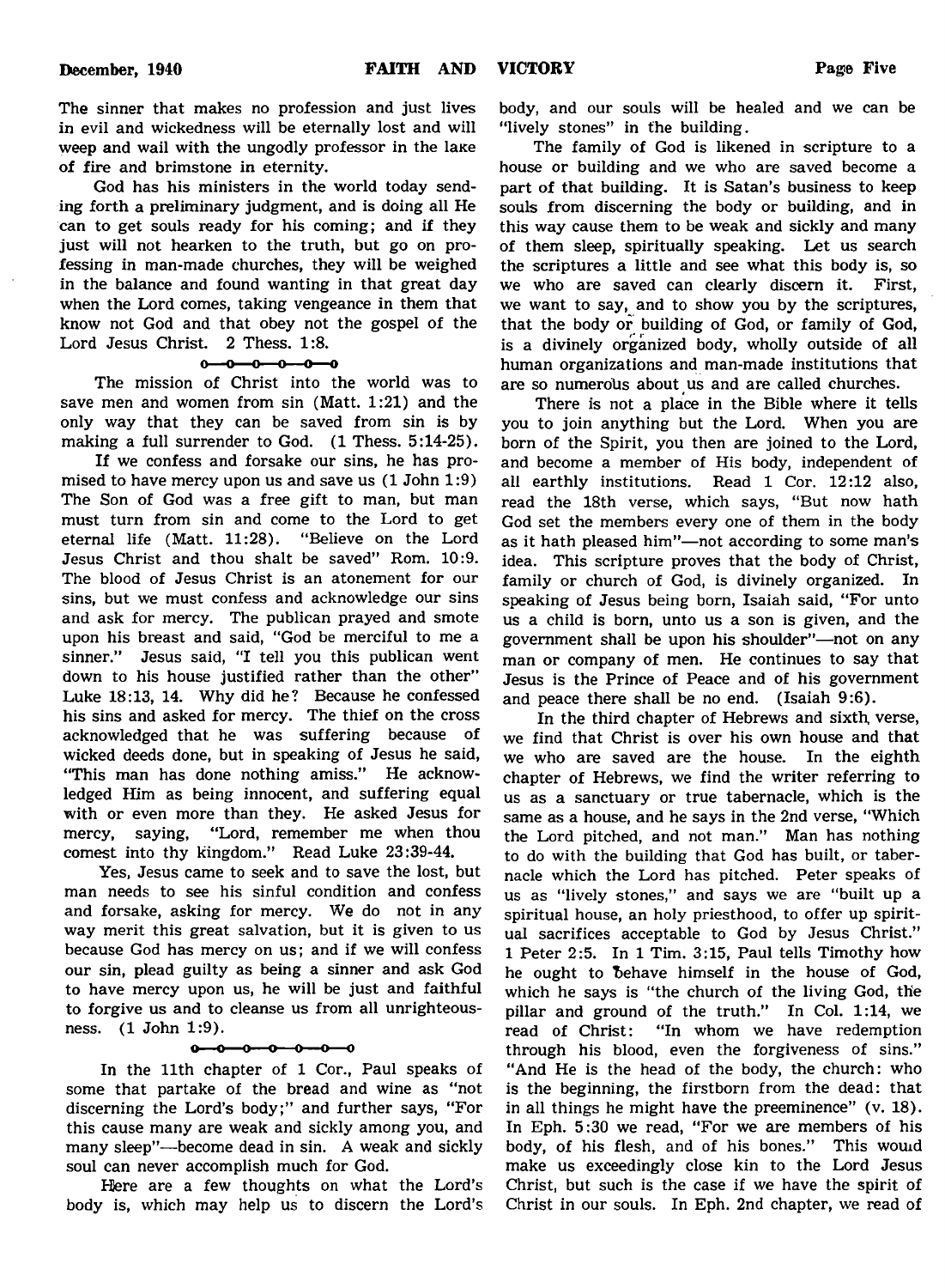The sinner that makes no profession and just lives in evil and wickedness will be eternally lost and will weep and wail with the ungodly professor in the lake of fire and brimstone in eternity.

God has his ministers in the world today sending forth a preliminary judgment, and is doing all He can to get souls ready for his coming; and if they just will not hearken to the truth, but go on professing in man-made churches, they will be weighed in the balance and found wanting in that great day when the Lord comes, taking vengeance in them that know not God and that obey not the gospel of the Lord Jesus Christ. 2 Thess. 1:8.

o—o—o—o—o—o

The mission of Christ into the world was to save men and women from sin (Matt. 1:21) and the only way that they can be saved from sin is by making a full surrender to God. (1 Thess. 5:14-25).

If we confess and forsake our sins, he has promised to have mercy upon us and save us (1 John 1:9) The Son of God was a free gift to man, but man must turn from sin and come to the Lord to get eternal life (Matt. 11:28). "Believe on the Lord Jesus Christ and thou shalt be saved" Rom. 10:9. The blood of Jesus Christ is an atonement for our sins, but we must confess and acknowledge our sins and ask for mercy. The publican prayed and smote upon his breast and said, "God be merciful to me a sinner." Jesus said, "I tell you this publican went down to his house justified rather than the other" Luke 18:13, 14. Why did he? Because he confessed his sins and asked for mercy. The thief on the cross acknowledged that he was suffering because of wicked deeds done, but in speaking of Jesus he said, "This man has done nothing amiss." He acknowledged Him as being innocent, and suffering equal with or even more than they. He asked Jesus for mercy, saying, "Lord, remember me when thou comest into thy kingdom." Read Luke 23:39-44.

Yes, Jesus came to seek and to save the lost, but man needs to see his sinful condition and confess and forsake, asking for mercy. We do not in any way merit this great salvation, but it is given to us because God has mercy on us; and if we will confess our sin, plead guilty as being a sinner and ask God to have mercy upon us, he will be just and faithful to forgive us and to cleanse us from all unrighteousness. (1 John 1:9).

o—o—o—o—o—o—o

In the 11th chapter of 1 Cor., Paul speaks of some that partake of the bread and wine as "not discerning the Lord's body;" and further says, "For this cause many are weak and sickly among you, and many sleep"—become dead in sin. A weak and sickly soul can never accomplish much for God.

Here are a few thoughts on what the Lord's body is, which may help us to discern the Lord's body, and our souls will be healed and we can be "lively stones" in the building.

The family of God is likened in scripture to a house or building and we who are saved become a part of that building. It is Satan's business to keep souls from discerning the body or building, and in this way cause them to be weak and sickly and many of them sleep, spiritually speaking. Let us search the scriptures a little and see what this body is, so we who are saved can clearly discern it. First, we want to say, and to show you by the scriptures, that the body or building of God, or family of God, is a divinely organized body, wholly outside of all human organizations and man-made institutions that are so numerous about us and are called churches.

There is not a place in the Bible where it tells you to join anything but the Lord. When you are born of the Spirit, you then are joined to the Lord, and become a member of His body, independent of all earthly institutions. Read 1 Cor. 12:12 also, read the 18th verse, which says, "But now hath God set the members every one of them in the body as it hath pleased him"—not according to some man's idea. This scripture proves that the body of Christ, family or church of God, is divinely organized. In speaking of Jesus being born, Isaiah said, "For unto us a child is born, unto us a son is given, and the government shall be upon his shoulder"—not on any man or company of men. He continues to say that Jesus is the Prince of Peace and of his government and peace there shall be no end. (Isaiah 9:6).

In the third chapter of Hebrews and sixth verse, we find that Christ is over his own house and that we who are saved are the house. In the eighth chapter of Hebrews, we find the writer referring to us as a sanctuary or true tabernacle, which is the same as a house, and he says in the 2nd verse, "Which the Lord pitched, and not man." Man has nothing to do with the building that God has built, or tabernacle which the Lord has pitched. Peter speaks of us as "lively stones," and says we are "built up a spiritual house, an holy priesthood, to offer up spiritual sacrifices acceptable to God by Jesus Christ." 1 Peter 2:5. In 1 Tim. 3:15, Paul tells Timothy how he ought to behave himself in the house of God, which he says is "the church of the living God, the pillar and ground of the truth." In Col. 1:14, we read of Christ: "In whom we have redemption through his blood, even the forgiveness of sins." "And He is the head of the body, the church: who is the beginning, the firstborn from the dead: that in all things he might have the preeminence" (v. 18). In Eph. 5:30 we read, "For we are members of his body, of his flesh, and of his bones." This would make us exceedingly close kin to the Lord Jesus Christ, but such is the case if we have the spirit of Christ in our souls. In Eph. 2nd chapter, we read of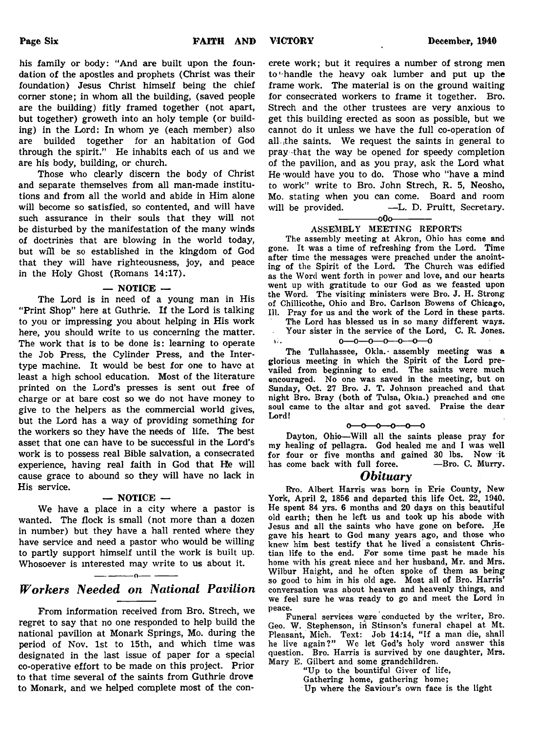his family or body: "And are built upon the foundation of the apostles and prophets (Christ was their foundation) Jesus Christ himself being the chief corner stone; in whom all the building, (saved people are the building) fitly framed together (not apart, but together) groweth into an holy temple (or building) in the Lord: In whom ye (each member) also are builded together for an habitation of God through the spirit." He inhabits each of us and we are his body, building, or church.

Those who clearly discern the body of Christ and separate themselves from all man-made institutions and from all the world and abide in Him alone will become so satisfied, so contented, and will have such assurance in their souls that they will not be disturbed by the manifestation of the many winds of doctrines that are blowing in the world today, but will be so established in the kingdom of God that they will have righteousness, joy, and peace in the Holy Ghost (Romans 14:17).

### — NOTICE —

The Lord is in need of a young man in His "Print Shop" here at Guthrie. If the Lord is talking to you or impressing you about helping in His work here, you should write to us concerning the matter. The work that is to be done is: learning to operate the Job Press, the Cylinder Press, and the Intertype machine. It would be best for one to have at least a high school education. Most of the literature printed on the Lord's presses is sent out free of charge or at bare cost so we do not have money to give to the helpers as the commercial world gives, but the Lord has a way of providing something for the workers so they have the needs of life. The best asset that one can have to be successful in the Lord's work is to possess real Bible salvation, a consecrated experience, having real faith in God that He will cause grace to abound so they will have no lack in His service.

### — NOTICE —

We have a place in a city where a pastor is wanted. The flock is small (not more than a dozen in number) but they have a hall rented where they have service and need a pastor who would be willing to partly support himself until the work is built up. Whosoever is interested may write to us about it.

---

## *Workers Needed on National Pavilion*

From information received from Bro. Strech, we regret to say that no one responded to help build the national pavilion at Monark Springs, Mo. during the period of Nov. 1st to 15th, and which time was designated in the last issue of paper for a special co-operative effort to be made on this project. Prior to that time several of the saints from Guthrie drove to Monark, and we helped complete most of the concrete work; but it requires a number of strong men to handle the heavy oak lumber and put up the frame work. The material is on the ground waiting for consecrated workers to frame it together. Bro. Strech and the other trustees are very anxious to get this building erected as soon as possible, but we cannot do it unless we have the full co-operation of all the saints. We request the saints in general to pray that the way be opened for speedy completion of the pavilion, and as you pray, ask the Lord what He would have you to do. Those who "have a mind to work" write to Bro. John Strech, R. 5, Neosho, Mo. stating when you can come. Board and room will be provided. —L. D. Pruitt, Secretary.

---

### ASSEMBLY MEETING REPORTS

The assembly meeting at Akron, Ohio has come and gone. It was a time of refreshing from the Lord. Time after time the messages were preached under the anointing of the Spirit of the Lord. The Church was edified as the Word went forth in power and love, and our hearts went up with gratitude to our God as we feasted upon the Word. The visiting ministers were Bro. J. H. Strong of Chillicothe, Ohio and Bro. Carlson Bowens of Chicago, Ill. Pray for us and the work of the Lord in these parts.

The Lord has blessed us in so many different ways.

Your sister in the service of the Lord, C. R. Jones.

o—o—o—o—o—o—o

The Tullahassee, Okla. assembly meeting was a glorious meeting in which the Spirit of the Lord prevailed from beginning to end. The saints were much encouraged. No one was saved in the meeting, but on Sunday, Oct. 27 Bro. J. T. Johnson preached and that night Bro. Bray (both of Tulsa, Okla.) preached and one soul came to the altar and got saved. Praise the dear Lord!

o—o—o—o—o—o—o

Dayton, Ohio—Will all the saints please pray for my healing of pellagra. God healed me and I was well for four or five months and gained 30 lbs. Now it has come back with full force. —Bro. C. Murry.

## *Obituary*

Bro. Albert Harris was born in Erie County, New York, April 2, 1856 and departed this life Oct. 22, 1940. He spent 84 yrs. 6 months and 20 days on this beautiful old earth; then he left us and took up his abode with Jesus and all the saints who have gone on before. He gave his heart to God many years ago, and those who knew him best testify that he lived a consistent Christian life to the end. For some time past he made his home with his great niece and her husband, Mr. and Mrs. Wilbur Haight, and he often spoke of them as being so good to him in his old age. Most all of Bro. Harris' conversation was about heaven and heavenly things, and we feel sure he was ready to go and meet the Lord in peace.

Funeral services were conducted by the writer, Bro. Geo. W. Stephenson, in Stinson's funeral chapel at Mt. Pleasant, Mich. Text: Job 14:14, "If a man die, shall he live again?" We let God's holy word answer this question. Bro. Harris is survived by one daughter, Mrs. Mary E. Gilbert and some grandchildren.

"Up to the bountiful Giver of life,
Gathering home, gathering home;
Up where the Saviour's own face is the light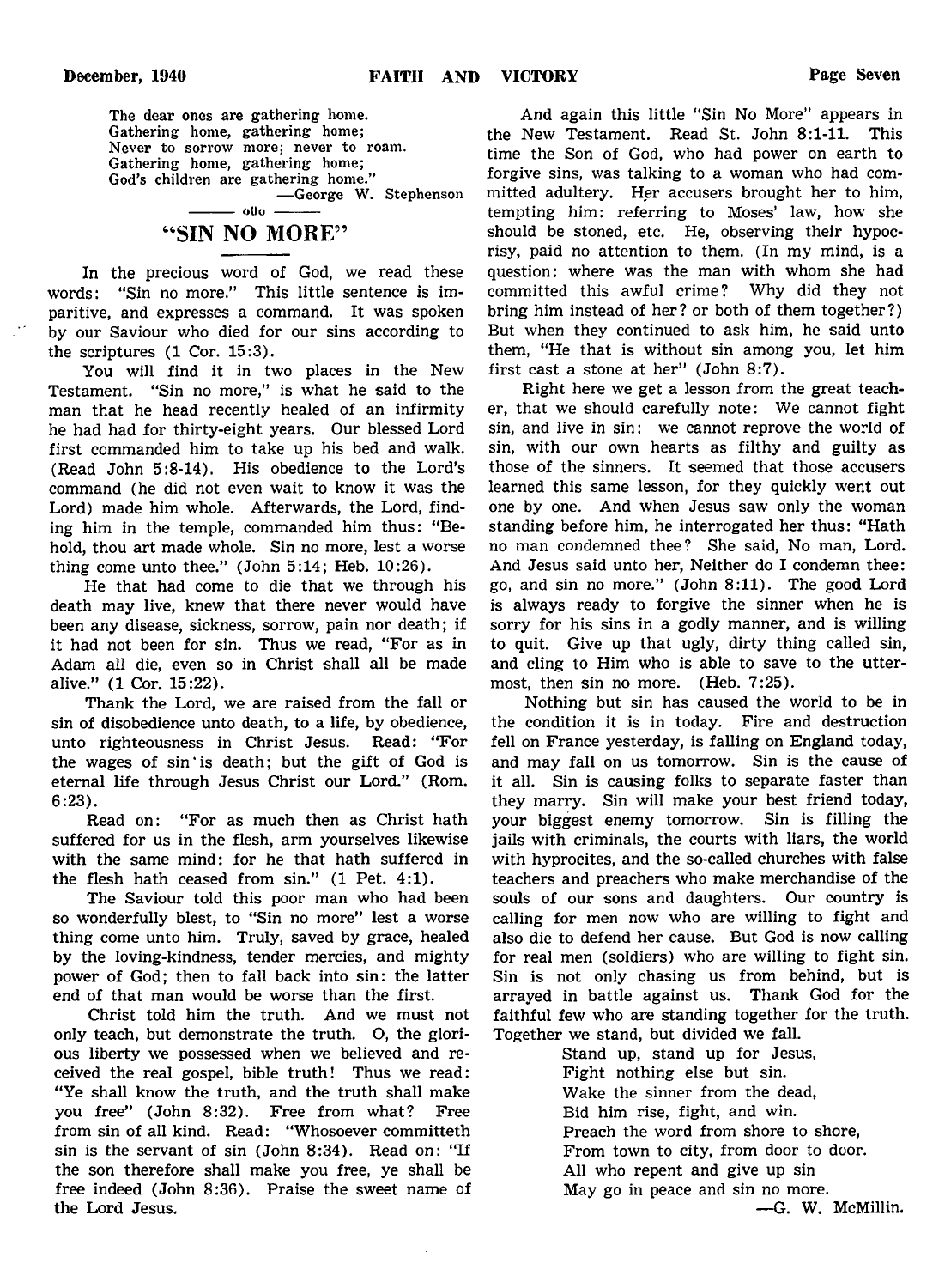The dear ones are gathering home.
Gathering home, gathering home;
Never to sorrow more; never to roam.
Gathering home, gathering home;
God's children are gathering home."

—George W. Stephenson

---

## "SIN NO MORE"

In the precious word of God, we read these words: "Sin no more." This little sentence is imparitive, and expresses a command. It was spoken by our Saviour who died for our sins according to the scriptures (1 Cor. 15:3).

You will find it in two places in the New Testament. "Sin no more," is what he said to the man that he head recently healed of an infirmity he had had for thirty-eight years. Our blessed Lord first commanded him to take up his bed and walk. (Read John 5:8-14). His obedience to the Lord's command (he did not even wait to know it was the Lord) made him whole. Afterwards, the Lord, finding him in the temple, commanded him thus: "Behold, thou art made whole. Sin no more, lest a worse thing come unto thee." (John 5:14; Heb. 10:26).

He that had come to die that we through his death may live, knew that there never would have been any disease, sickness, sorrow, pain nor death; if it had not been for sin. Thus we read, "For as in Adam all die, even so in Christ shall all be made alive." (1 Cor. 15:22).

Thank the Lord, we are raised from the fall or sin of disobedience unto death, to a life, by obedience, unto righteousness in Christ Jesus. Read: "For the wages of sin is death; but the gift of God is eternal life through Jesus Christ our Lord." (Rom. 6:23).

Read on: "For as much then as Christ hath suffered for us in the flesh, arm yourselves likewise with the same mind: for he that hath suffered in the flesh hath ceased from sin." (1 Pet. 4:1).

The Saviour told this poor man who had been so wonderfully blest, to "Sin no more" lest a worse thing come unto him. Truly, saved by grace, healed by the loving-kindness, tender mercies, and mighty power of God; then to fall back into sin: the latter end of that man would be worse than the first.

Christ told him the truth. And we must not only teach, but demonstrate the truth. O, the glorious liberty we possessed when we believed and received the real gospel, bible truth! Thus we read: "Ye shall know the truth, and the truth shall make you free" (John 8:32). Free from what? Free from sin of all kind. Read: "Whosoever committeth sin is the servant of sin (John 8:34). Read on: "If the son therefore shall make you free, ye shall be free indeed (John 8:36). Praise the sweet name of the Lord Jesus.

And again this little "Sin No More" appears in the New Testament. Read St. John 8:1-11. This time the Son of God, who had power on earth to forgive sins, was talking to a woman who had committed adultery. Her accusers brought her to him, tempting him: referring to Moses' law, how she should be stoned, etc. He, observing their hypocrisy, paid no attention to them. (In my mind, is a question: where was the man with whom she had committed this awful crime? Why did they not bring him instead of her? or both of them together?) But when they continued to ask him, he said unto them, "He that is without sin among you, let him first cast a stone at her" (John 8:7).

Right here we get a lesson from the great teacher, that we should carefully note: We cannot fight sin, and live in sin; we cannot reprove the world of sin, with our own hearts as filthy and guilty as those of the sinners. It seemed that those accusers learned this same lesson, for they quickly went out one by one. And when Jesus saw only the woman standing before him, he interrogated her thus: "Hath no man condemned thee? She said, No man, Lord. And Jesus said unto her, Neither do I condemn thee: go, and sin no more." (John 8:11). The good Lord is always ready to forgive the sinner when he is sorry for his sins in a godly manner, and is willing to quit. Give up that ugly, dirty thing called sin, and cling to Him who is able to save to the uttermost, then sin no more. (Heb. 7:25).

Nothing but sin has caused the world to be in the condition it is in today. Fire and destruction fell on France yesterday, is falling on England today, and may fall on us tomorrow. Sin is the cause of it all. Sin is causing folks to separate faster than they marry. Sin will make your best friend today, your biggest enemy tomorrow. Sin is filling the jails with criminals, the courts with liars, the world with hyprocites, and the so-called churches with false teachers and preachers who make merchandise of the souls of our sons and daughters. Our country is calling for men now who are willing to fight and also die to defend her cause. But God is now calling for real men (soldiers) who are willing to fight sin. Sin is not only chasing us from behind, but is arrayed in battle against us. Thank God for the faithful few who are standing together for the truth. Together we stand, but divided we fall.

Stand up, stand up for Jesus,
Fight nothing else but sin.
Wake the sinner from the dead,
Bid him rise, fight, and win.
Preach the word from shore to shore,
From town to city, from door to door.
All who repent and give up sin
May go in peace and sin no more.

—G. W. McMillin.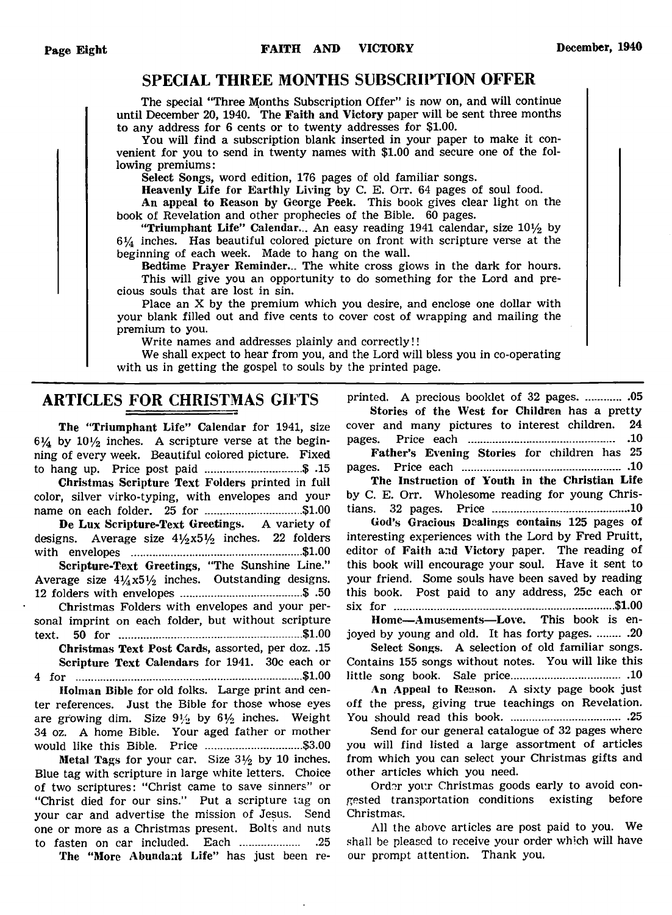## SPECIAL THREE MONTHS SUBSCRIPTION OFFER

The special "Three Months Subscription Offer" is now on, and will continue until December 20, 1940. The **Faith and Victory** paper will be sent three months to any address for 6 cents or to twenty addresses for $1.00.

You will find a subscription blank inserted in your paper to make it convenient for you to send in twenty names with $1.00 and secure one of the following premiums:

**Select Songs,** word edition, 176 pages of old familiar songs.

**Heavenly Life for Earthly Living** by C. E. Orr. 64 pages of soul food.

**An appeal to Reason by George Peek.** This book gives clear light on the book of Revelation and other prophecies of the Bible. 60 pages.

**"Triumphant Life" Calendar...** An easy reading 1941 calendar, size 10½ by 6¼ inches. Has beautiful colored picture on front with scripture verse at the beginning of each week. Made to hang on the wall.

**Bedtime Prayer Reminder...** The white cross glows in the dark for hours.

This will give you an opportunity to do something for the Lord and precious souls that are lost in sin.

Place an X by the premium which you desire, and enclose one dollar with your blank filled out and five cents to cover cost of wrapping and mailing the premium to you.

Write names and addresses plainly and correctly!!

We shall expect to hear from you, and the Lord will bless you in co-operating with us in getting the gospel to souls by the printed page.

## ARTICLES FOR CHRISTMAS GIFTS

**The "Triumphant Life" Calendar** for 1941, size 6¼ by 10½ inches. A scripture verse at the beginning of every week. Beautiful colored picture. Fixed to hang up. Price post paid ................................$ .15

**Christmas Scripture Text Folders** printed in full color, silver virko-typing, with envelopes and your name on each folder. 25 for ................................$1.00

**De Lux Scripture-Text Greetings.** A variety of designs. Average size 4½x5½ inches. 22 folders with envelopes ................................$1.00

**Scripture-Text Greetings,** "The Sunshine Line." Average size 4¼x5½ inches. Outstanding designs. 12 folders with envelopes ................................$ .50

Christmas Folders with envelopes and your personal imprint on each folder, but without scripture text. 50 for ................................$1.00

**Christmas Text Post Cards,** assorted, per doz. .15

**Scripture Text Calendars** for 1941. 30c each or 4 for ................................$1.00

**Holman Bible** for old folks. Large print and center references. Just the Bible for those whose eyes are growing dim. Size 9½ by 6½ inches. Weight 34 oz. A home Bible. Your aged father or mother would like this Bible. Price ................................$3.00

**Metal Tags** for your car. Size 3½ by 10 inches. Blue tag with scripture in large white letters. Choice of two scriptures: "Christ came to save sinners" or "Christ died for our sins." Put a scripture tag on your car and advertise the mission of Jesus. Send one or more as a Christmas present. Bolts and nuts to fasten on car included. Each .................... .25

**The "More Abundant Life"** has just been reprinted. A precious booklet of 32 pages. ............ .05

**Stories of the West for Children** has a pretty cover and many pictures to interest children. 24 pages. Price each ................................ .10

**Father's Evening Stories** for children has 25 pages. Price each ................................ .10

**The Instruction of Youth in the Christian Life** by C. E. Orr. Wholesome reading for young Christians. 32 pages. Price ................................ .10

**God's Gracious Dealings** contains 125 pages of interesting experiences with the Lord by Fred Pruitt, editor of **Faith and Victory** paper. The reading of this book will encourage your soul. Have it sent to your friend. Some souls have been saved by reading this book. Post paid to any address, 25c each or six for ................................$1.00

**Home—Amusements—Love.** This book is enjoyed by young and old. It has forty pages. ........ .20

**Select Songs.** A selection of old familiar songs. Contains 155 songs without notes. You will like this little song book. Sale price................................ .10

**An Appeal to Reason.** A sixty page book just off the press, giving true teachings on Revelation. You should read this book. ................................ .25

Send for our general catalogue of 32 pages where you will find listed a large assortment of articles from which you can select your Christmas gifts and other articles which you need.

Order your Christmas goods early to avoid congested transportation conditions existing before Christmas.

All the above articles are post paid to you. We shall be pleased to receive your order which will have our prompt attention. Thank you.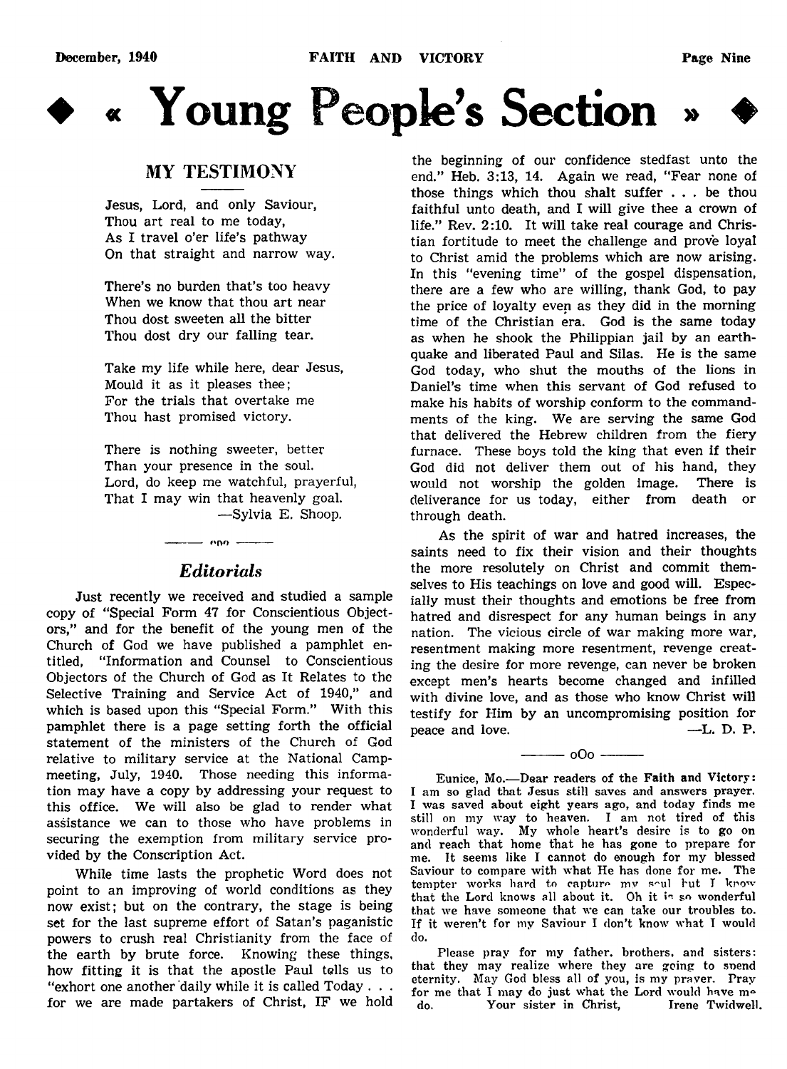# ◆ « Young People's Section » ◆

## MY TESTIMONY

Jesus, Lord, and only Saviour,
Thou art real to me today,
As I travel o'er life's pathway
On that straight and narrow way.

There's no burden that's too heavy
When we know that thou art near
Thou dost sweeten all the bitter
Thou dost dry our falling tear.

Take my life while here, dear Jesus,
Mould it as it pleases thee;
For the trials that overtake me
Thou hast promised victory.

There is nothing sweeter, better
Than your presence in the soul.
Lord, do keep me watchful, prayerful,
That I may win that heavenly goal.

—Sylvia E. Shoop.

---

## *Editorials*

Just recently we received and studied a sample copy of "Special Form 47 for Conscientious Objectors," and for the benefit of the young men of the Church of God we have published a pamphlet entitled, "Information and Counsel to Conscientious Objectors of the Church of God as It Relates to the Selective Training and Service Act of 1940," and which is based upon this "Special Form." With this pamphlet there is a page setting forth the official statement of the ministers of the Church of God relative to military service at the National Campmeeting, July, 1940. Those needing this information may have a copy by addressing your request to this office. We will also be glad to render what assistance we can to those who have problems in securing the exemption from military service provided by the Conscription Act.

While time lasts the prophetic Word does not point to an improving of world conditions as they now exist; but on the contrary, the stage is being set for the last supreme effort of Satan's paganistic powers to crush real Christianity from the face of the earth by brute force. Knowing these things, how fitting it is that the apostle Paul tells us to "exhort one another daily while it is called Today . . . for we are made partakers of Christ, IF we hold the beginning of our confidence stedfast unto the end." Heb. 3:13, 14. Again we read, "Fear none of those things which thou shalt suffer . . . be thou faithful unto death, and I will give thee a crown of life." Rev. 2:10. It will take real courage and Christian fortitude to meet the challenge and prove loyal to Christ amid the problems which are now arising. In this "evening time" of the gospel dispensation, there are a few who are willing, thank God, to pay the price of loyalty even as they did in the morning time of the Christian era. God is the same today as when he shook the Philippian jail by an earthquake and liberated Paul and Silas. He is the same God today, who shut the mouths of the lions in Daniel's time when this servant of God refused to make his habits of worship conform to the commandments of the king. We are serving the same God that delivered the Hebrew children from the fiery furnace. These boys told the king that even if their God did not deliver them out of his hand, they would not worship the golden image. There is deliverance for us today, either from death or through death.

As the spirit of war and hatred increases, the saints need to fix their vision and their thoughts the more resolutely on Christ and commit themselves to His teachings on love and good will. Especially must their thoughts and emotions be free from hatred and disrespect for any human beings in any nation. The vicious circle of war making more war, resentment making more resentment, revenge creating the desire for more revenge, can never be broken except men's hearts become changed and infilled with divine love, and as those who know Christ will testify for Him by an uncompromising position for peace and love.

—L. D. P.

---

Eunice, Mo.—Dear readers of the **Faith and Victory**: I am so glad that Jesus still saves and answers prayer. I was saved about eight years ago, and today finds me still on my way to heaven. I am not tired of this wonderful way. My whole heart's desire is to go on and reach that home that he has gone to prepare for me. It seems like I cannot do enough for my blessed Saviour to compare with what He has done for me. The tempter works hard to capture my soul but I know that the Lord knows all about it. Oh it is so wonderful that we have someone that we can take our troubles to. If it weren't for my Saviour I don't know what I would do.

Please pray for my father, brothers, and sisters: that they may realize where they are going to spend eternity. May God bless all of you, is my prayer. Pray for me that I may do just what the Lord would have me do. Your sister in Christ, Irene Twidwell.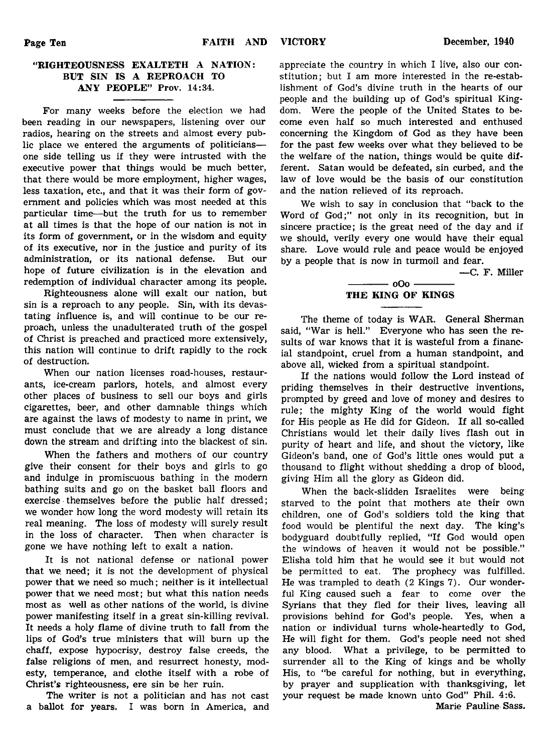## "RIGHTEOUSNESS EXALTETH A NATION: BUT SIN IS A REPROACH TO ANY PEOPLE" Prov. 14:34.

For many weeks before the election we had been reading in our newspapers, listening over our radios, hearing on the streets and almost every public place we entered the arguments of politicians—one side telling us if they were intrusted with the executive power that things would be much better, that there would be more employment, higher wages, less taxation, etc., and that it was their form of government and policies which was most needed at this particular time—but the truth for us to remember at all times is that the hope of our nation is not in its form of government, or in the wisdom and equity of its executive, nor in the justice and purity of its administration, or its national defense. But our hope of future civilization is in the elevation and redemption of individual character among its people.

Righteousness alone will exalt our nation, but sin is a reproach to any people. Sin, with its devastating influence is, and will continue to be our reproach, unless the unadulterated truth of the gospel of Christ is preached and practiced more extensively, this nation will continue to drift rapidly to the rock of destruction.

When our nation licenses road-houses, restaurants, ice-cream parlors, hotels, and almost every other places of business to sell our boys and girls cigarettes, beer, and other damnable things which are against the laws of modesty to name in print, we must conclude that we are already a long distance down the stream and drifting into the blackest of sin.

When the fathers and mothers of our country give their consent for their boys and girls to go and indulge in promiscuous bathing in the modern bathing suits and go on the basket ball floors and exercise themselves before the public half dressed; we wonder how long the word modesty will retain its real meaning. The loss of modesty will surely result in the loss of character. Then when character is gone we have nothing left to exalt a nation.

It is not national defense or national power that we need; it is not the development of physical power that we need so much; neither is it intellectual power that we need most; but what this nation needs most as well as other nations of the world, is divine power manifesting itself in a great sin-killing revival. It needs a holy flame of divine truth to fall from the lips of God's true ministers that will burn up the chaff, expose hypocrisy, destroy false creeds, the false religions of men, and resurrect honesty, modesty, temperance, and clothe itself with a robe of Christ's righteousness, ere sin be her ruin.

The writer is not a politician and has not cast a ballot for years. I was born in America, and appreciate the country in which I live, also our constitution; but I am more interested in the re-establishment of God's divine truth in the hearts of our people and the building up of God's spiritual Kingdom. Were the people of the United States to become even half so much interested and enthused concerning the Kingdom of God as they have been for the past few weeks over what they believed to be the welfare of the nation, things would be quite different. Satan would be defeated, sin curbed, and the law of love would be the basis of our constitution and the nation relieved of its reproach.

We wish to say in conclusion that "back to the Word of God;" not only in its recognition, but in sincere practice; is the great need of the day and if we should, verily every one would have their equal share. Love would rule and peace would be enjoyed by a people that is now in turmoil and fear.

—C. F. Miller

oOo

## THE KING OF KINGS

The theme of today is WAR. General Sherman said, "War is hell." Everyone who has seen the results of war knows that it is wasteful from a financial standpoint, cruel from a human standpoint, and above all, wicked from a spiritual standpoint.

If the nations would follow the Lord instead of priding themselves in their destructive inventions, prompted by greed and love of money and desires to rule; the mighty King of the world would fight for His people as He did for Gideon. If all so-called Christians would let their daily lives flash out in purity of heart and life, and shout the victory, like Gideon's band, one of God's little ones would put a thousand to flight without shedding a drop of blood, giving Him all the glory as Gideon did.

When the back-slidden Israelites were being starved to the point that mothers ate their own children, one of God's soldiers told the king that food would be plentiful the next day. The king's bodyguard doubtfully replied, "If God would open the windows of heaven it would not be possible." Elisha told him that he would see it but would not be permitted to eat. The prophecy was fulfilled. He was trampled to death (2 Kings 7). Our wonderful King caused such a fear to come over the Syrians that they fled for their lives, leaving all provisions behind for God's people. Yes, when a nation or individual turns whole-heartedly to God, He will fight for them. God's people need not shed any blood. What a privilege, to be permitted to surrender all to the King of kings and be wholly His, to "be careful for nothing, but in everything, by prayer and supplication with thanksgiving, let your request be made known unto God" Phil. 4:6.

Marie Pauline Sass.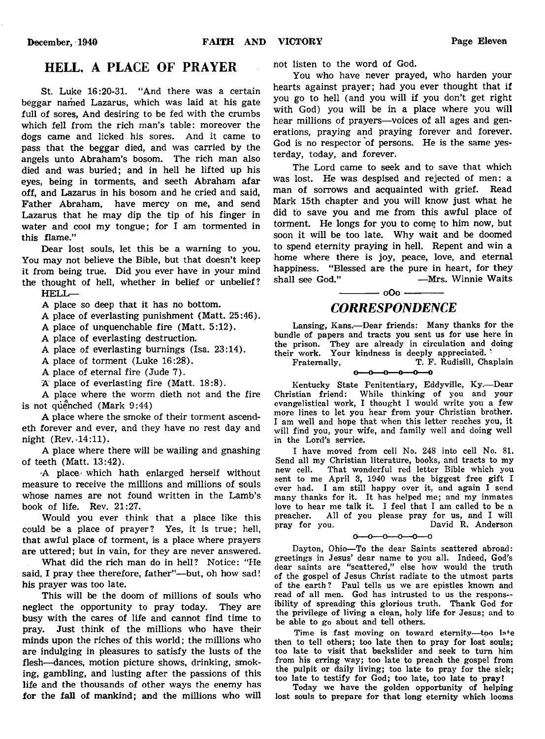## HELL, A PLACE OF PRAYER

St. Luke 16:20-31. "And there was a certain beggar named Lazarus, which was laid at his gate full of sores, And desiring to be fed with the crumbs which fell from the rich man's table: moreover the dogs came and licked his sores. And it came to pass that the beggar died, and was carried by the angels unto Abraham's bosom. The rich man also died and was buried; and in hell he lifted up his eyes, being in torments, and seeth Abraham afar off, and Lazarus in his bosom and he cried and said, Father Abraham, have mercy on me, and send Lazarus that he may dip the tip of his finger in water and cool my tongue; for I am tormented in this flame."

Dear lost souls, let this be a warning to you. You may not believe the Bible, but that doesn't keep it from being true. Did you ever have in your mind the thought of hell, whether in belief or unbelief?

HELL—

A place so deep that it has no bottom.

A place of everlasting punishment (Matt. 25:46).

A place of unquenchable fire (Matt. 5:12).

A place of everlasting destruction.

A place of everlasting burnings (Isa. 23:14).

A place of torment (Luke 16:28).

A place of eternal fire (Jude 7).

A place of everlasting fire (Matt. 18:8).

A place where the worm dieth not and the fire is not quenched (Mark 9:44)

A place where the smoke of their torment ascendeth forever and ever, and they have no rest day and night (Rev. 14:11).

A place where there will be wailing and gnashing of teeth (Matt. 13:42).

A place which hath enlarged herself without measure to receive the millions and millions of souls whose names are not found written in the Lamb's book of life. Rev. 21:27.

Would you ever think that a place like this could be a place of prayer? Yes, it is true; hell, that awful place of torment, is a place where prayers are uttered; but in vain, for they are never answered.

What did the rich man do in hell? Notice: "He said, I pray thee therefore, father"—but, oh how sad! his prayer was too late.

This will be the doom of millions of souls who neglect the opportunity to pray today. They are busy with the cares of life and cannot find time to pray. Just think of the millions who have their minds upon the riches of this world; the millions who are indulging in pleasures to satisfy the lusts of the flesh—dances, motion picture shows, drinking, smoking, gambling, and lusting after the passions of this life and the thousands of other ways the enemy has for the fall of mankind; and the millions who will not listen to the word of God.

You who have never prayed, who harden your hearts against prayer; had you ever thought that if you go to hell (and you will if you don't get right with God) you will be in a place where you will hear millions of prayers—voices of all ages and generations, praying and praying forever and forever. God is no respector of persons. He is the same yesterday, today, and forever.

The Lord came to seek and to save that which was lost. He was despised and rejected of men: a man of sorrows and acquainted with grief. Read Mark 15th chapter and you will know just what he did to save you and me from this awful place of torment. He longs for you to come to him now, but soon it will be too late. Why wait and be doomed to spend eternity praying in hell. Repent and win a home where there is joy, peace, love, and eternal happiness. "Blessed are the pure in heart, for they shall see God." —Mrs. Winnie Waits

———— oOo ————

## *CORRESPONDENCE*

Lansing, Kans.—Dear friends: Many thanks for the bundle of papers and tracts you sent us for use here in the prison. They are already in circulation and doing their work. Your kindness is deeply appreciated.

Fraternally, T. F. Rudisill, Chaplain

o—o—o—o—o—o

Kentucky State Penitentiary, Eddyville, Ky.—Dear Christian friend: While thinking of you and your evangelistical work, I thought I would write you a few more lines to let you hear from your Christian brother. I am well and hope that when this letter reaches you, it will find you, your wife, and family well and doing well in the Lord's service.

I have moved from cell No. 248 into cell No. 81. Send all my Christian literature, books, and tracts to my new cell. That wonderful red letter Bible which you sent to me April 3, 1940 was the biggest free gift I ever had. I am still happy over it, and again I send many thanks for it. It has helped me; and my inmates love to hear me talk it. I feel that I am called to be a preacher. All of you please pray for us, and I will pray for you. David R. Anderson

o—o—o—o—o—o

Dayton, Ohio—To the dear Saints scattered abroad: greetings in Jesus' dear name to you all. Indeed, God's dear saints are "scattered," else how would the truth of the gospel of Jesus Christ radiate to the utmost parts of the earth? Paul tells us we are epistles known and read of all men. God has intrusted to us the responsibility of spreading this glorious truth. Thank God for the privilege of living a clean, holy life for Jesus; and to be able to go about and tell others.

Time is fast moving on toward eternity—too late then to tell others; too late then to pray for lost souls; too late to visit that backslider and seek to turn him from his erring way; too late to preach the gospel from the pulpit or daily living; too late to pray for the sick; too late to testify for God; too late, too late to pray!

Today we have the golden opportunity of helping lost souls to prepare for that long eternity which looms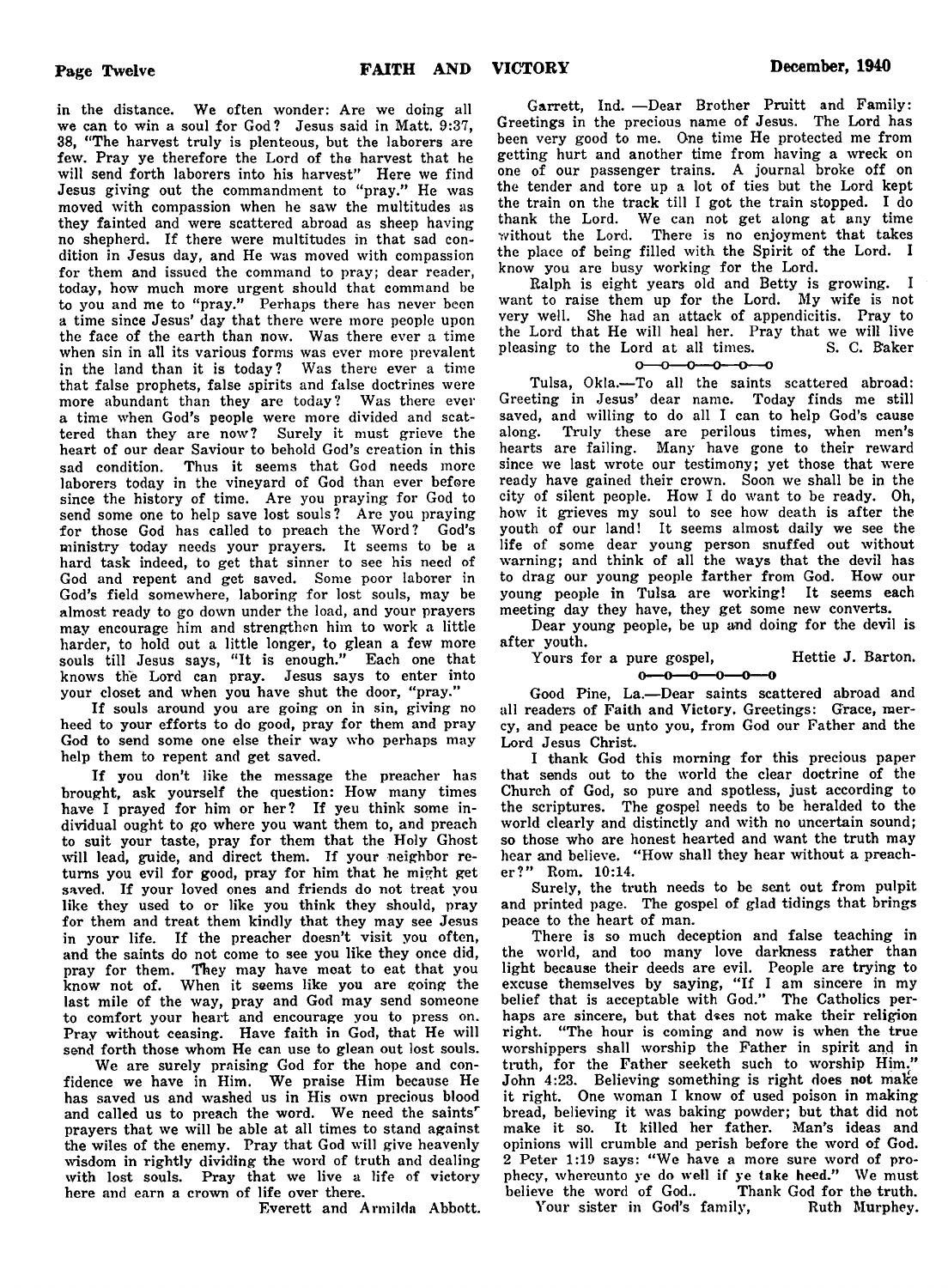in the distance. We often wonder: Are we doing all we can to win a soul for God? Jesus said in Matt. 9:37, 38, "The harvest truly is plenteous, but the laborers are few. Pray ye therefore the Lord of the harvest that he will send forth laborers into his harvest" Here we find Jesus giving out the commandment to "pray." He was moved with compassion when he saw the multitudes as they fainted and were scattered abroad as sheep having no shepherd. If there were multitudes in that sad condition in Jesus day, and He was moved with compassion for them and issued the command to pray; dear reader, today, how much more urgent should that command be to you and me to "pray." Perhaps there has never been a time since Jesus' day that there were more people upon the face of the earth than now. Was there ever a time when sin in all its various forms was ever more prevalent in the land than it is today? Was there ever a time that false prophets, false spirits and false doctrines were more abundant than they are today? Was there ever a time when God's people were more divided and scattered than they are now? Surely it must grieve the heart of our dear Saviour to behold God's creation in this sad condition. Thus it seems that God needs more laborers today in the vineyard of God than ever before since the history of time. Are you praying for God to send some one to help save lost souls? Are you praying for those God has called to preach the Word? God's ministry today needs your prayers. It seems to be a hard task indeed, to get that sinner to see his need of God and repent and get saved. Some poor laborer in God's field somewhere, laboring for lost souls, may be almost ready to go down under the load, and your prayers may encourage him and strengthen him to work a little harder, to hold out a little longer, to glean a few more souls till Jesus says, "It is enough." Each one that knows the Lord can pray. Jesus says to enter into your closet and when you have shut the door, "pray."

If souls around you are going on in sin, giving no heed to your efforts to do good, pray for them and pray God to send some one else their way who perhaps may help them to repent and get saved.

If you don't like the message the preacher has brought, ask yourself the question: How many times have I prayed for him or her? If you think some individual ought to go where you want them to, and preach to suit your taste, pray for them that the Holy Ghost will lead, guide, and direct them. If your neighbor returns you evil for good, pray for him that he might get saved. If your loved ones and friends do not treat you like they used to or like you think they should, pray for them and treat them kindly that they may see Jesus in your life. If the preacher doesn't visit you often, and the saints do not come to see you like they once did, pray for them. They may have meat to eat that you know not of. When it seems like you are going the last mile of the way, pray and God may send someone to comfort your heart and encourage you to press on. Pray without ceasing. Have faith in God, that He will send forth those whom He can use to glean out lost souls.

We are surely praising God for the hope and confidence we have in Him. We praise Him because He has saved us and washed us in His own precious blood and called us to preach the word. We need the saints' prayers that we will be able at all times to stand against the wiles of the enemy. Pray that God will give heavenly wisdom in rightly dividing the word of truth and dealing with lost souls. Pray that we live a life of victory here and earn a crown of life over there.

Everett and Armilda Abbott.

Garrett, Ind. —Dear Brother Pruitt and Family: Greetings in the precious name of Jesus. The Lord has been very good to me. One time He protected me from getting hurt and another time from having a wreck on one of our passenger trains. A journal broke off on the tender and tore up a lot of ties but the Lord kept the train on the track till I got the train stopped. I do thank the Lord. We can not get along at any time without the Lord. There is no enjoyment that takes the place of being filled with the Spirit of the Lord. I know you are busy working for the Lord.

Ralph is eight years old and Betty is growing. I want to raise them up for the Lord. My wife is not very well. She had an attack of appendicitis. Pray to the Lord that He will heal her. Pray that we will live pleasing to the Lord at all times. S. C. Baker

o—o—o—o—o—o

Tulsa, Okla.—To all the saints scattered abroad: Greeting in Jesus' dear name. Today finds me still saved, and willing to do all I can to help God's cause along. Truly these are perilous times, when men's hearts are failing. Many have gone to their reward since we last wrote our testimony; yet those that were ready have gained their crown. Soon we shall be in the city of silent people. How I do want to be ready. Oh, how it grieves my soul to see how death is after the youth of our land! It seems almost daily we see the life of some dear young person snuffed out without warning; and think of all the ways that the devil has to drag our young people farther from God. How our young people in Tulsa are working! It seems each meeting day they have, they get some new converts.

Dear young people, be up and doing for the devil is after youth.

Yours for a pure gospel, Hettie J. Barton.

o—o—o—o—o—o

Good Pine, La.—Dear saints scattered abroad and all readers of Faith and Victory. Greetings: Grace, mercy, and peace be unto you, from God our Father and the Lord Jesus Christ.

I thank God this morning for this precious paper that sends out to the world the clear doctrine of the Church of God, so pure and spotless, just according to the scriptures. The gospel needs to be heralded to the world clearly and distinctly and with no uncertain sound; so those who are honest hearted and want the truth may hear and believe. "How shall they hear without a preacher?" Rom. 10:14.

Surely, the truth needs to be sent out from pulpit and printed page. The gospel of glad tidings that brings peace to the heart of man.

There is so much deception and false teaching in the world, and too many love darkness rather than light because their deeds are evil. People are trying to excuse themselves by saying, "If I am sincere in my belief that is acceptable with God." The Catholics perhaps are sincere, but that does not make their religion right. "The hour is coming and now is when the true worshippers shall worship the Father in spirit and in truth, for the Father seeketh such to worship Him." John 4:23. Believing something is right does not make it right. One woman I know of used poison in making bread, believing it was baking powder; but that did not make it so. It killed her father. Man's ideas and opinions will crumble and perish before the word of God. 2 Peter 1:19 says: "We have a more sure word of prophecy, whereunto ye do well if ye take heed." We must believe the word of God.. Thank God for the truth.

Your sister in God's family, Ruth Murphey.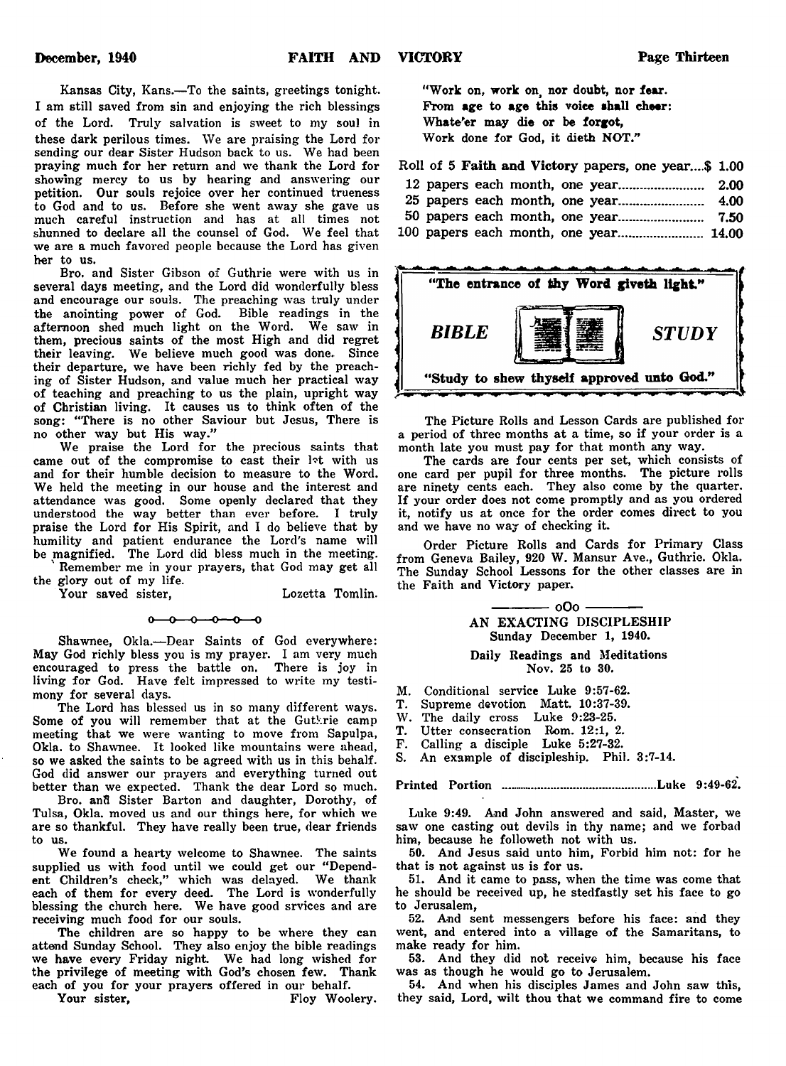Kansas City, Kans.—To the saints, greetings tonight. I am still saved from sin and enjoying the rich blessings of the Lord. Truly salvation is sweet to my soul in these dark perilous times. We are praising the Lord for sending our dear Sister Hudson back to us. We had been praying much for her return and we thank the Lord for showing mercy to us by hearing and answering our petition. Our souls rejoice over her continued trueness to God and to us. Before she went away she gave us much careful instruction and has at all times not shunned to declare all the counsel of God. We feel that we are a much favored people because the Lord has given her to us.

Bro. and Sister Gibson of Guthrie were with us in several days meeting, and the Lord did wonderfully bless and encourage our souls. The preaching was truly under the anointing power of God. Bible readings in the afternoon shed much light on the Word. We saw in them, precious saints of the most High and did regret their leaving. We believe much good was done. Since their departure, we have been richly fed by the preaching of Sister Hudson, and value much her practical way of teaching and preaching to us the plain, upright way of Christian living. It causes us to think often of the song: "There is no other Saviour but Jesus, There is no other way but His way."

We praise the Lord for the precious saints that came out of the compromise to cast their lot with us and for their humble decision to measure to the Word. We held the meeting in our house and the interest and attendance was good. Some openly declared that they understood the way better than ever before. I truly praise the Lord for His Spirit, and I do believe that by humility and patient endurance the Lord's name will be magnified. The Lord did bless much in the meeting.

Remember me in your prayers, that God may get all the glory out of my life.

Your saved sister, Lozetta Tomlin.

o—o—o—o—o—o

Shawnee, Okla.—Dear Saints of God everywhere: May God richly bless you is my prayer. I am very much encouraged to press the battle on. There is joy in living for God. Have felt impressed to write my testimony for several days.

The Lord has blessed us in so many different ways. Some of you will remember that at the Guthrie camp meeting that we were wanting to move from Sapulpa, Okla. to Shawnee. It looked like mountains were ahead, so we asked the saints to be agreed with us in this behalf. God did answer our prayers and everything turned out better than we expected. Thank the dear Lord so much.

Bro. and Sister Barton and daughter, Dorothy, of Tulsa, Okla. moved us and our things here, for which we are so thankful. They have really been true, dear friends to us.

We found a hearty welcome to Shawnee. The saints supplied us with food until we could get our "Dependent Children's check," which was delayed. We thank each of them for every deed. The Lord is wonderfully blessing the church here. We have good srvices and are receiving much food for our souls.

The children are so happy to be where they can attend Sunday School. They also enjoy the bible readings we have every Friday night. We had long wished for the privilege of meeting with God's chosen few. Thank each of you for your prayers offered in our behalf.

Your sister, Floy Woolery.

"Work on, work on, nor doubt, nor fear.
**From age to age this voice shall cheer:**
**Whate'er may die or be forgot,**
Work done for God, it dieth NOT."

| | |
|---|---|
| Roll of 5 **Faith and Victory** papers, one year | $ 1.00 |
| 12 papers each month, one year | 2.00 |
| 25 papers each month, one year | 4.00 |
| 50 papers each month, one year | 7.50 |
| 100 papers each month, one year | 14.00 |

**"The entrance of thy Word giveth light."**

***BIBLE STUDY***

**"Study to shew thyself approved unto God."**

The Picture Rolls and Lesson Cards are published for a period of three months at a time, so if your order is a month late you must pay for that month any way.

The cards are four cents per set, which consists of one card per pupil for three months. The picture rolls are ninety cents each. They also come by the quarter. If your order does not come promptly and as you ordered it, notify us at once for the order comes direct to you and we have no way of checking it.

Order Picture Rolls and Cards for Primary Class from Geneva Bailey, 920 W. Mansur Ave., Guthrie. Okla. The Sunday School Lessons for the other classes are in the Faith and Victory paper.

oOo

## AN EXACTING DISCIPLESHIP
**Sunday December 1, 1940.**

**Daily Readings and Meditations**
**Nov. 25 to 30.**

M. Conditional service Luke 9:57-62.
T. Supreme devotion Matt. 10:37-39.
W. The daily cross Luke 9:23-25.
T. Utter consecration Rom. 12:1, 2.
F. Calling a disciple Luke 5:27-32.
S. An example of discipleship. Phil. 3:7-14.

**Printed Portion** .......... **Luke 9:49-62.**

Luke 9:49. And John answered and said, Master, we saw one casting out devils in thy name; and we forbad him, because he followeth not with us.

50. And Jesus said unto him, Forbid him not: for he that is not against us is for us.

51. And it came to pass, when the time was come that he should be received up, he stedfastly set his face to go to Jerusalem,

52. And sent messengers before his face: and they went, and entered into a village of the Samaritans, to make ready for him.

53. And they did not receive him, because his face was as though he would go to Jerusalem.

54. And when his disciples James and John saw this, they said, Lord, wilt thou that we command fire to come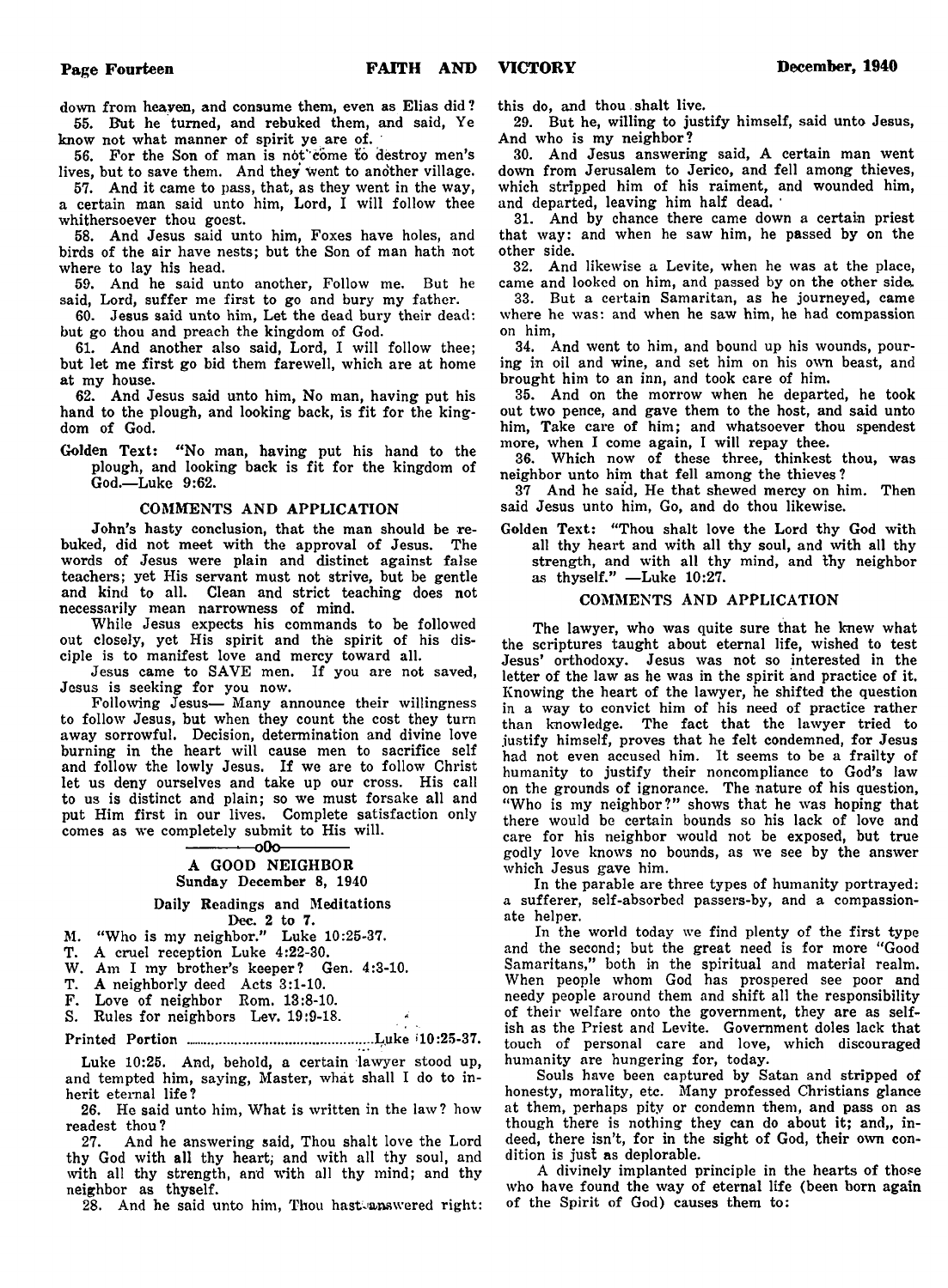down from heaven, and consume them, even as Elias did?

55. But he turned, and rebuked them, and said, Ye know not what manner of spirit ye are of.

56. For the Son of man is not come to destroy men's lives, but to save them. And they went to another village.

57. And it came to pass, that, as they went in the way, a certain man said unto him, Lord, I will follow thee whithersoever thou goest.

58. And Jesus said unto him, Foxes have holes, and birds of the air have nests; but the Son of man hath not where to lay his head.

59. And he said unto another, Follow me. But he said, Lord, suffer me first to go and bury my father.

60. Jesus said unto him, Let the dead bury their dead: but go thou and preach the kingdom of God.

61. And another also said, Lord, I will follow thee; but let me first go bid them farewell, which are at home at my house.

62. And Jesus said unto him, No man, having put his hand to the plough, and looking back, is fit for the kingdom of God.

Golden Text: "No man, having put his hand to the plough, and looking back is fit for the kingdom of God.—Luke 9:62.

### COMMENTS AND APPLICATION

John's hasty conclusion, that the man should be rebuked, did not meet with the approval of Jesus. The words of Jesus were plain and distinct against false teachers; yet His servant must not strive, but be gentle and kind to all. Clean and strict teaching does not necessarily mean narrowness of mind.

While Jesus expects his commands to be followed out closely, yet His spirit and the spirit of his disciple is to manifest love and mercy toward all.

Jesus came to SAVE men. If you are not saved, Jesus is seeking for you now.

Following Jesus— Many announce their willingness to follow Jesus, but when they count the cost they turn away sorrowful. Decision, determination and divine love burning in the heart will cause men to sacrifice self and follow the lowly Jesus. If we are to follow Christ let us deny ourselves and take up our cross. His call to us is distinct and plain; so we must forsake all and put Him first in our lives. Complete satisfaction only comes as we completely submit to His will.

—oOo—

## A GOOD NEIGHBOR

**Sunday December 8, 1940**

**Daily Readings and Meditations**
**Dec. 2 to 7.**

M. "Who is my neighbor." Luke 10:25-37.
T. A cruel reception Luke 4:22-30.
W. Am I my brother's keeper? Gen. 4:3-10.
T. A neighborly deed Acts 3:1-10.
F. Love of neighbor Rom. 13:8-10.
S. Rules for neighbors Lev. 19:9-18.

Printed Portion ............................................Luke 10:25-37.

Luke 10:25. And, behold, a certain lawyer stood up, and tempted him, saying, Master, what shall I do to inherit eternal life?

26. He said unto him, What is written in the law? how readest thou?

27. And he answering said, Thou shalt love the Lord thy God with all thy heart; and with all thy soul, and with all thy strength, and with all thy mind; and thy neighbor as thyself.

28. And he said unto him, Thou hast answered right: this do, and thou shalt live.

29. But he, willing to justify himself, said unto Jesus, And who is my neighbor?

30. And Jesus answering said, A certain man went down from Jerusalem to Jerico, and fell among thieves, which stripped him of his raiment, and wounded him, and departed, leaving him half dead.

31. And by chance there came down a certain priest that way: and when he saw him, he passed by on the other side.

32. And likewise a Levite, when he was at the place, came and looked on him, and passed by on the other side.

33. But a certain Samaritan, as he journeyed, came where he was: and when he saw him, he had compassion on him,

34. And went to him, and bound up his wounds, pouring in oil and wine, and set him on his own beast, and brought him to an inn, and took care of him.

35. And on the morrow when he departed, he took out two pence, and gave them to the host, and said unto him, Take care of him; and whatsoever thou spendest more, when I come again, I will repay thee.

36. Which now of these three, thinkest thou, was neighbor unto him that fell among the thieves?

37 And he said, He that shewed mercy on him. Then said Jesus unto him, Go, and do thou likewise.

Golden Text: "Thou shalt love the Lord thy God with all thy heart and with all thy soul, and with all thy strength, and with all thy mind, and thy neighbor as thyself." —Luke 10:27.

### COMMENTS AND APPLICATION

The lawyer, who was quite sure that he knew what the scriptures taught about eternal life, wished to test Jesus' orthodoxy. Jesus was not so interested in the letter of the law as he was in the spirit and practice of it. Knowing the heart of the lawyer, he shifted the question in a way to convict him of his need of practice rather than knowledge. The fact that the lawyer tried to justify himself, proves that he felt condemned, for Jesus had not even accused him. It seems to be a frailty of humanity to justify their noncompliance to God's law on the grounds of ignorance. The nature of his question, "Who is my neighbor?" shows that he was hoping that there would be certain bounds so his lack of love and care for his neighbor would not be exposed, but true godly love knows no bounds, as we see by the answer which Jesus gave him.

In the parable are three types of humanity portrayed: a sufferer, self-absorbed passers-by, and a compassionate helper.

In the world today we find plenty of the first type and the second; but the great need is for more "Good Samaritans," both in the spiritual and material realm. When people whom God has prospered see poor and needy people around them and shift all the responsibility of their welfare onto the government, they are as selfish as the Priest and Levite. Government doles lack that touch of personal care and love, which discouraged humanity are hungering for, today.

Souls have been captured by Satan and stripped of honesty, morality, etc. Many professed Christians glance at them, perhaps pity or condemn them, and pass on as though there is nothing they can do about it; and,, indeed, there isn't, for in the sight of God, their own condition is just as deplorable.

A divinely implanted principle in the hearts of those who have found the way of eternal life (been born again of the Spirit of God) causes them to: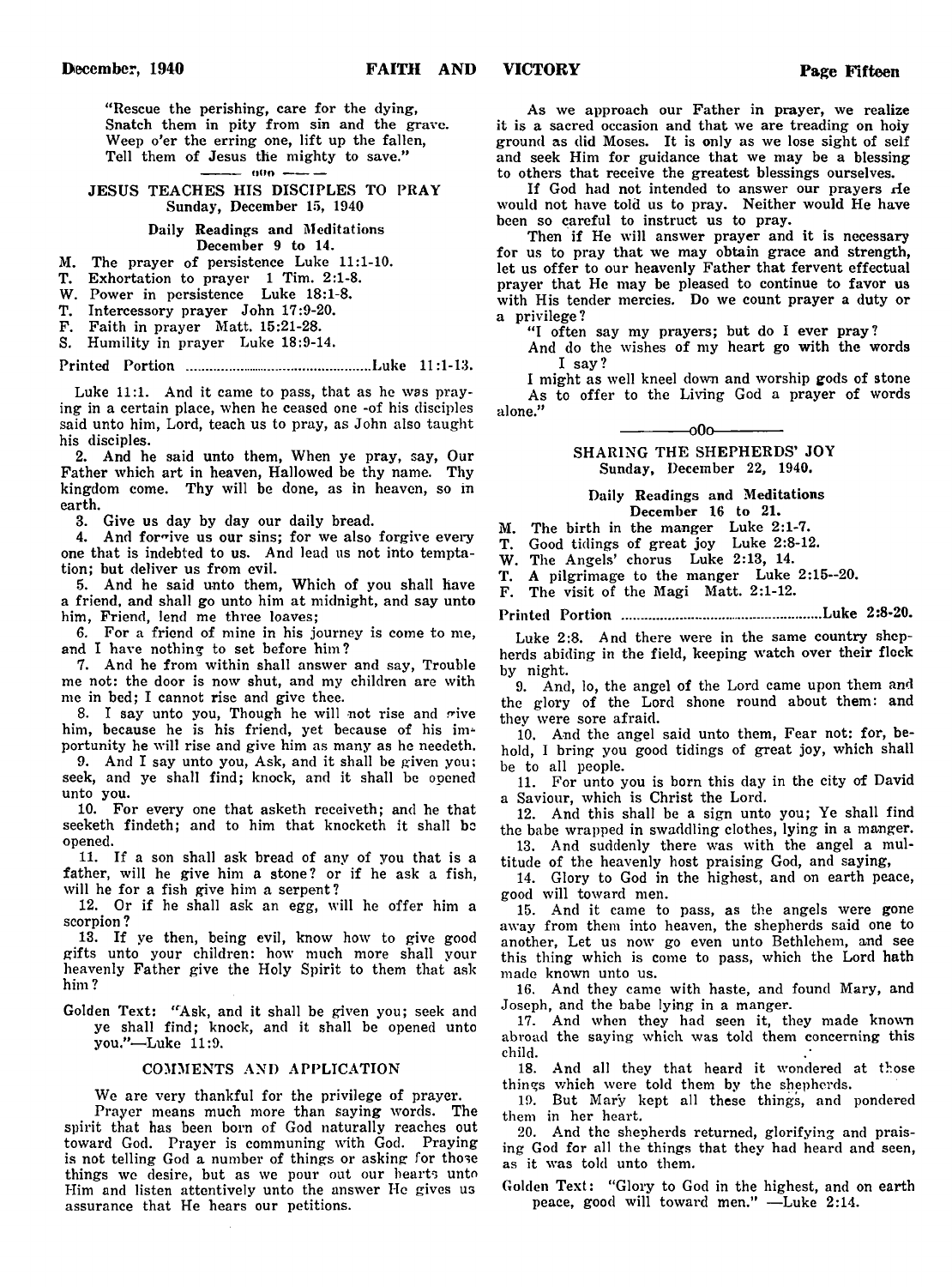"Rescue the perishing, care for the dying,
Snatch them in pity from sin and the grave.
Weep o'er the erring one, lift up the fallen,
Tell them of Jesus the mighty to save."

——— ooo ———

## JESUS TEACHES HIS DISCIPLES TO PRAY

Sunday, December 15, 1940

### Daily Readings and Meditations

December 9 to 14.

M. The prayer of persistence Luke 11:1-10.
T. Exhortation to prayer 1 Tim. 2:1-8.
W. Power in persistence Luke 18:1-8.
T. Intercessory prayer John 17:9-20.
F. Faith in prayer Matt. 15:21-28.
S. Humility in prayer Luke 18:9-14.

Printed Portion ................................................Luke 11:1-13.

Luke 11:1. And it came to pass, that as he was praying in a certain place, when he ceased one of his disciples said unto him, Lord, teach us to pray, as John also taught his disciples.

2. And he said unto them, When ye pray, say, Our Father which art in heaven, Hallowed be thy name. Thy kingdom come. Thy will be done, as in heaven, so in earth.

3. Give us day by day our daily bread.

4. And forgive us our sins; for we also forgive every one that is indebted to us. And lead us not into temptation; but deliver us from evil.

5. And he said unto them, Which of you shall have a friend, and shall go unto him at midnight, and say unto him, Friend, lend me three loaves;

6. For a friend of mine in his journey is come to me, and I have nothing to set before him?

7. And he from within shall answer and say, Trouble me not: the door is now shut, and my children are with me in bed; I cannot rise and give thee.

8. I say unto you, Though he will not rise and give him, because he is his friend, yet because of his importunity he will rise and give him as many as he needeth.

9. And I say unto you, Ask, and it shall be given you; seek, and ye shall find; knock, and it shall be opened unto you.

10. For every one that asketh receiveth; and he that seeketh findeth; and to him that knocketh it shall be opened.

11. If a son shall ask bread of any of you that is a father, will he give him a stone? or if he ask a fish, will he for a fish give him a serpent?

12. Or if he shall ask an egg, will he offer him a scorpion?

13. If ye then, being evil, know how to give good gifts unto your children: how much more shall your heavenly Father give the Holy Spirit to them that ask him?

Golden Text: "Ask, and it shall be given you; seek and ye shall find; knock, and it shall be opened unto you."—Luke 11:9.

### COMMENTS AND APPLICATION

We are very thankful for the privilege of prayer.

Prayer means much more than saying words. The spirit that has been born of God naturally reaches out toward God. Prayer is communing with God. Praying is not telling God a number of things or asking for those things we desire, but as we pour out our hearts unto Him and listen attentively unto the answer He gives us assurance that He hears our petitions.

As we approach our Father in prayer, we realize it is a sacred occasion and that we are treading on holy ground as did Moses. It is only as we lose sight of self and seek Him for guidance that we may be a blessing to others that receive the greatest blessings ourselves.

If God had not intended to answer our prayers He would not have told us to pray. Neither would He have been so careful to instruct us to pray.

Then if He will answer prayer and it is necessary for us to pray that we may obtain grace and strength, let us offer to our heavenly Father that fervent effectual prayer that He may be pleased to continue to favor us with His tender mercies. Do we count prayer a duty or a privilege?

"I often say my prayers; but do I ever pray?
And do the wishes of my heart go with the words I say?
I might as well kneel down and worship gods of stone
As to offer to the Living God a prayer of words alone."

——— oOo ———

## SHARING THE SHEPHERDS' JOY

Sunday, December 22, 1940.

### Daily Readings and Meditations

December 16 to 21.

M. The birth in the manger Luke 2:1-7.
T. Good tidings of great joy Luke 2:8-12.
W. The Angels' chorus Luke 2:13, 14.
T. A pilgrimage to the manger Luke 2:15--20.
F. The visit of the Magi Matt. 2:1-12.

Printed Portion ................................................Luke 2:8-20.

Luke 2:8. And there were in the same country shepherds abiding in the field, keeping watch over their flock by night.

9. And, lo, the angel of the Lord came upon them and the glory of the Lord shone round about them: and they were sore afraid.

10. And the angel said unto them, Fear not: for, behold, I bring you good tidings of great joy, which shall be to all people.

11. For unto you is born this day in the city of David a Saviour, which is Christ the Lord.

12. And this shall be a sign unto you; Ye shall find the babe wrapped in swaddling clothes, lying in a manger.

13. And suddenly there was with the angel a multitude of the heavenly host praising God, and saying,

14. Glory to God in the highest, and on earth peace, good will toward men.

15. And it came to pass, as the angels were gone away from them into heaven, the shepherds said one to another, Let us now go even unto Bethlehem, and see this thing which is come to pass, which the Lord hath made known unto us.

16. And they came with haste, and found Mary, and Joseph, and the babe lying in a manger.

17. And when they had seen it, they made known abroad the saying which was told them concerning this child.

18. And all they that heard it wondered at those things which were told them by the shepherds.

19. But Mary kept all these things, and pondered them in her heart.

20. And the shepherds returned, glorifying and praising God for all the things that they had heard and seen, as it was told unto them.

Golden Text: "Glory to God in the highest, and on earth peace, good will toward men." —Luke 2:14.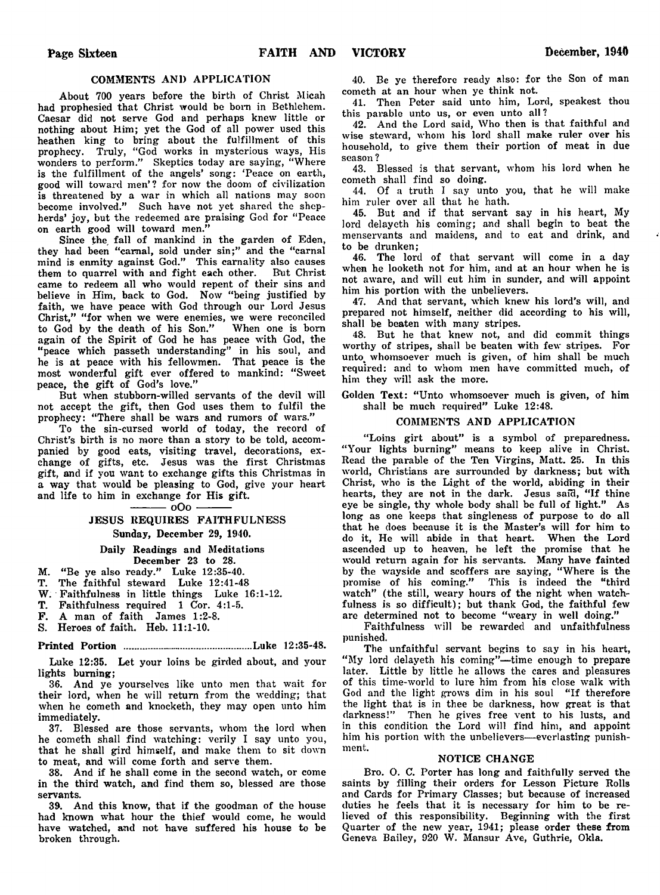## COMMENTS AND APPLICATION

About 700 years before the birth of Christ Micah had prophesied that Christ would be born in Bethlehem. Caesar did not serve God and perhaps knew little or nothing about Him; yet the God of all power used this heathen king to bring about the fulfillment of this prophecy. Truly, "God works in mysterious ways, His wonders to perform." Skeptics today are saying, "Where is the fulfillment of the angels' song: 'Peace on earth, good will toward men'? for now the doom of civilization is threatened by a war in which all nations may soon become involved." Such have not yet shared the shepherds' joy, but the redeemed are praising God for "Peace on earth good will toward men."

Since the fall of mankind in the garden of Eden, they had been "carnal, sold under sin;" and the "carnal mind is enmity against God." This carnality also causes them to quarrel with and fight each other. But Christ came to redeem all who would repent of their sins and believe in Him, back to God. Now "being justified by faith, we have peace with God through our Lord Jesus Christ," "for when we were enemies, we were reconciled to God by the death of his Son." When one is born again of the Spirit of God he has peace with God, the "peace which passeth understanding" in his soul, and he is at peace with his fellowmen. That peace is the most wonderful gift ever offered to mankind: "Sweet peace, the gift of God's love."

But when stubborn-willed servants of the devil will not accept the gift, then God uses them to fulfil the prophecy: "There shall be wars and rumors of wars."

To the sin-cursed world of today, the record of Christ's birth is no more than a story to be told, accompanied by good eats, visiting travel, decorations, exchange of gifts, etc. Jesus was the first Christmas gift, and if you want to exchange gifts this Christmas in a way that would be pleasing to God, give your heart and life to him in exchange for His gift.

——— oOo ———

## JESUS REQUIRES FAITHFULNESS

**Sunday, December 29, 1940.**

**Daily Readings and Meditations**
**December 23 to 28.**

M. "Be ye also ready." Luke 12:35-40.
T. The faithful steward Luke 12:41-48
W. Faithfulness in little things Luke 16:1-12.
T. Faithfulness required 1 Cor. 4:1-5.
F. A man of faith James 1:2-8.
S. Heroes of faith. Heb. 11:1-10.

**Printed Portion** ................................................Luke 12:35-48.

Luke 12:35. Let your loins be girded about, and your lights burning;

36. And ye yourselves like unto men that wait for their lord, when he will return from the wedding; that when he cometh and knocketh, they may open unto him immediately.

37. Blessed are those servants, whom the lord when he cometh shall find watching: verily I say unto you, that he shall gird himself, and make them to sit down to meat, and will come forth and serve them.

38. And if he shall come in the second watch, or come in the third watch, and find them so, blessed are those servants.

39. And this know, that if the goodman of the house had known what hour the thief would come, he would have watched, and not have suffered his house to be broken through.

40. Be ye therefore ready also: for the Son of man cometh at an hour when ye think not.

41. Then Peter said unto him, Lord, speakest thou this parable unto us, or even unto all?

42. And the Lord said, Who then is that faithful and wise steward, whom his lord shall make ruler over his household, to give them their portion of meat in due season?

43. Blessed is that servant, whom his lord when he cometh shall find so doing.

44. Of a truth I say unto you, that he will make him ruler over all that he hath.

45. But and if that servant say in his heart, My lord delayeth his coming; and shall begin to beat the menservants and maidens, and to eat and drink, and to be drunken;

46. The lord of that servant will come in a day when he looketh not for him, and at an hour when he is not aware, and will cut him in sunder, and will appoint him his portion with the unbelievers.

47. And that servant, which knew his lord's will, and prepared not himself, neither did according to his will, shall be beaten with many stripes.

48. But he that knew not, and did commit things worthy of stripes, shall be beaten with few stripes. For unto whomsoever much is given, of him shall be much required: and to whom men have committed much, of him they will ask the more.

Golden Text: "Unto whomsoever much is given, of him shall be much required" Luke 12:48.

## COMMENTS AND APPLICATION

"Loins girt about" is a symbol of preparedness. "Your lights burning" means to keep alive in Christ. Read the parable of the Ten Virgins, Matt. 25. In this world, Christians are surrounded by darkness; but with Christ, who is the Light of the world, abiding in their hearts, they are not in the dark. Jesus said, "If thine eye be single, thy whole body shall be full of light." As long as one keeps that singleness of purpose to do all that he does because it is the Master's will for him to do it, He will abide in that heart. When the Lord ascended up to heaven, he left the promise that he would return again for his servants. Many have fainted by the wayside and scoffers are saying, "Where is the promise of his coming." This is indeed the "third watch" (the still, weary hours of the night when watchfulness is so difficult); but thank God, the faithful few are determined not to become "weary in well doing."

Faithfulness will be rewarded and unfaithfulness punished.

The unfaithful servant begins to say in his heart, "My lord delayeth his coming"—time enough to prepare later. Little by little he allows the cares and pleasures of this time-world to lure him from his close walk with God and the light grows dim in his soul "If therefore the light that is in thee be darkness, how great is that darkness!" Then he gives free vent to his lusts, and in this condition the Lord will find him, and appoint him his portion with the unbelievers—everlasting punishment.

## NOTICE CHANGE

Bro. O. C. Porter has long and faithfully served the saints by filling their orders for Lesson Picture Rolls and Cards for Primary Classes; but because of increased duties he feels that it is necessary for him to be relieved of this responsibility. Beginning with the first Quarter of the new year, 1941; please order these from Geneva Bailey, 920 W. Mansur Ave, Guthrie, Okla.